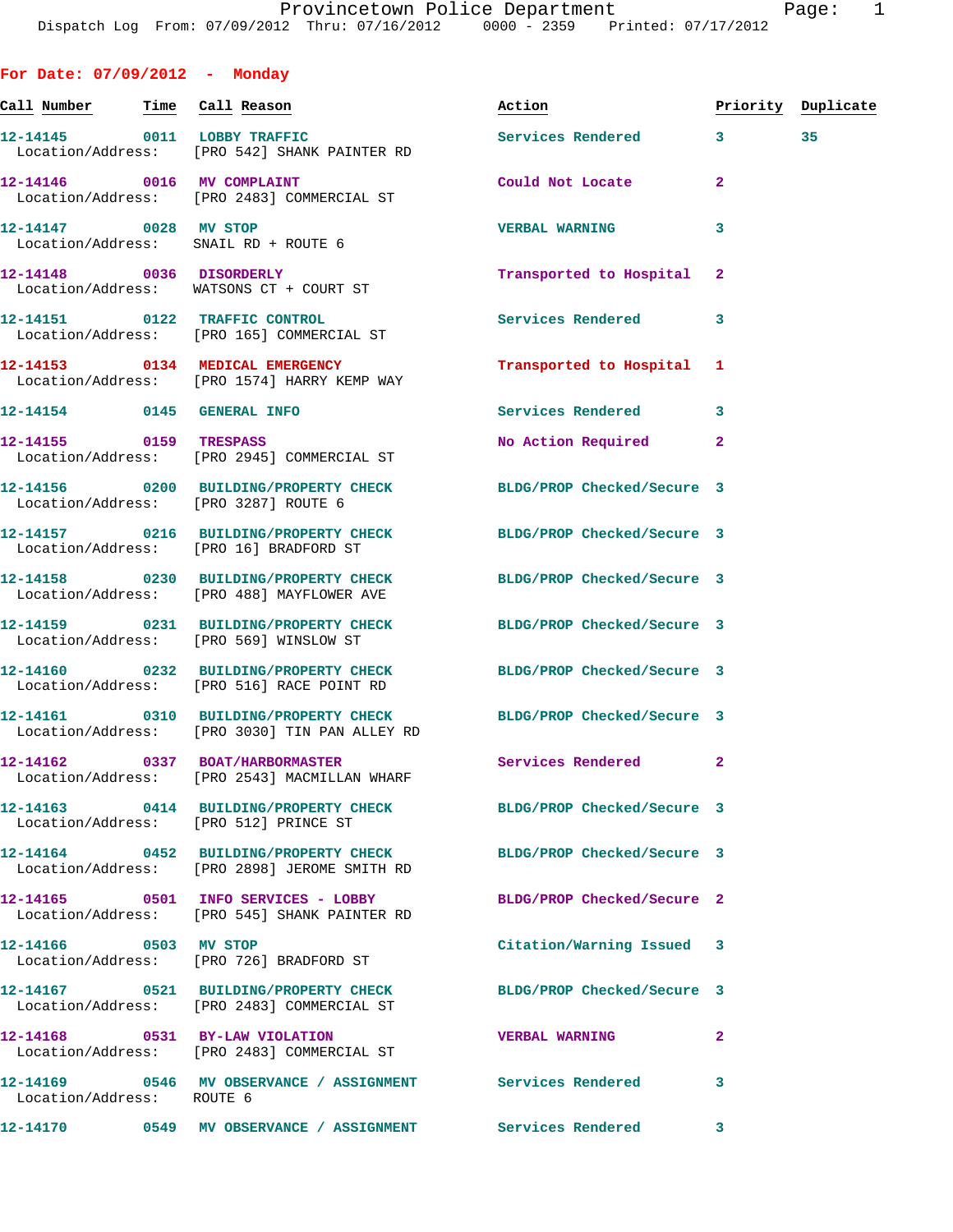Provincetown Police Department

Dispatch Log From: 07/09/2012 Thru: 07/16/2012 0000 - 2359 Printed: 07/17/2012

## For Date: 07/09/2012 - Monday

| Call Number | Time | Call Reason | Action | Priority | Duplicate |
|---|---|---|---|---|---|
| 12-14145 | 0011 | LOBBY TRAFFIC | Services Rendered | 3 | 35 |
| Location/Address: | | [PRO 542] SHANK PAINTER RD | | | |
| 12-14146 | 0016 | MV COMPLAINT | Could Not Locate | 2 | |
| Location/Address: | | [PRO 2483] COMMERCIAL ST | | | |
| 12-14147 | 0028 | MV STOP | VERBAL WARNING | 3 | |
| Location/Address: | | SNAIL RD + ROUTE 6 | | | |
| 12-14148 | 0036 | DISORDERLY | Transported to Hospital | 2 | |
| Location/Address: | | WATSONS CT + COURT ST | | | |
| 12-14151 | 0122 | TRAFFIC CONTROL | Services Rendered | 3 | |
| Location/Address: | | [PRO 165] COMMERCIAL ST | | | |
| 12-14153 | 0134 | MEDICAL EMERGENCY | Transported to Hospital | 1 | |
| Location/Address: | | [PRO 1574] HARRY KEMP WAY | | | |
| 12-14154 | 0145 | GENERAL INFO | Services Rendered | 3 | |
| 12-14155 | 0159 | TRESPASS | No Action Required | 2 | |
| Location/Address: | | [PRO 2945] COMMERCIAL ST | | | |
| 12-14156 | 0200 | BUILDING/PROPERTY CHECK | BLDG/PROP Checked/Secure | 3 | |
| Location/Address: | | [PRO 3287] ROUTE 6 | | | |
| 12-14157 | 0216 | BUILDING/PROPERTY CHECK | BLDG/PROP Checked/Secure | 3 | |
| Location/Address: | | [PRO 16] BRADFORD ST | | | |
| 12-14158 | 0230 | BUILDING/PROPERTY CHECK | BLDG/PROP Checked/Secure | 3 | |
| Location/Address: | | [PRO 488] MAYFLOWER AVE | | | |
| 12-14159 | 0231 | BUILDING/PROPERTY CHECK | BLDG/PROP Checked/Secure | 3 | |
| Location/Address: | | [PRO 569] WINSLOW ST | | | |
| 12-14160 | 0232 | BUILDING/PROPERTY CHECK | BLDG/PROP Checked/Secure | 3 | |
| Location/Address: | | [PRO 516] RACE POINT RD | | | |
| 12-14161 | 0310 | BUILDING/PROPERTY CHECK | BLDG/PROP Checked/Secure | 3 | |
| Location/Address: | | [PRO 3030] TIN PAN ALLEY RD | | | |
| 12-14162 | 0337 | BOAT/HARBORMASTER | Services Rendered | 2 | |
| Location/Address: | | [PRO 2543] MACMILLAN WHARF | | | |
| 12-14163 | 0414 | BUILDING/PROPERTY CHECK | BLDG/PROP Checked/Secure | 3 | |
| Location/Address: | | [PRO 512] PRINCE ST | | | |
| 12-14164 | 0452 | BUILDING/PROPERTY CHECK | BLDG/PROP Checked/Secure | 3 | |
| Location/Address: | | [PRO 2898] JEROME SMITH RD | | | |
| 12-14165 | 0501 | INFO SERVICES - LOBBY | BLDG/PROP Checked/Secure | 2 | |
| Location/Address: | | [PRO 545] SHANK PAINTER RD | | | |
| 12-14166 | 0503 | MV STOP | Citation/Warning Issued | 3 | |
| Location/Address: | | [PRO 726] BRADFORD ST | | | |
| 12-14167 | 0521 | BUILDING/PROPERTY CHECK | BLDG/PROP Checked/Secure | 3 | |
| Location/Address: | | [PRO 2483] COMMERCIAL ST | | | |
| 12-14168 | 0531 | BY-LAW VIOLATION | VERBAL WARNING | 2 | |
| Location/Address: | | [PRO 2483] COMMERCIAL ST | | | |
| 12-14169 | 0546 | MV OBSERVANCE / ASSIGNMENT | Services Rendered | 3 | |
| Location/Address: | | ROUTE 6 | | | |
| 12-14170 | 0549 | MV OBSERVANCE / ASSIGNMENT | Services Rendered | 3 | |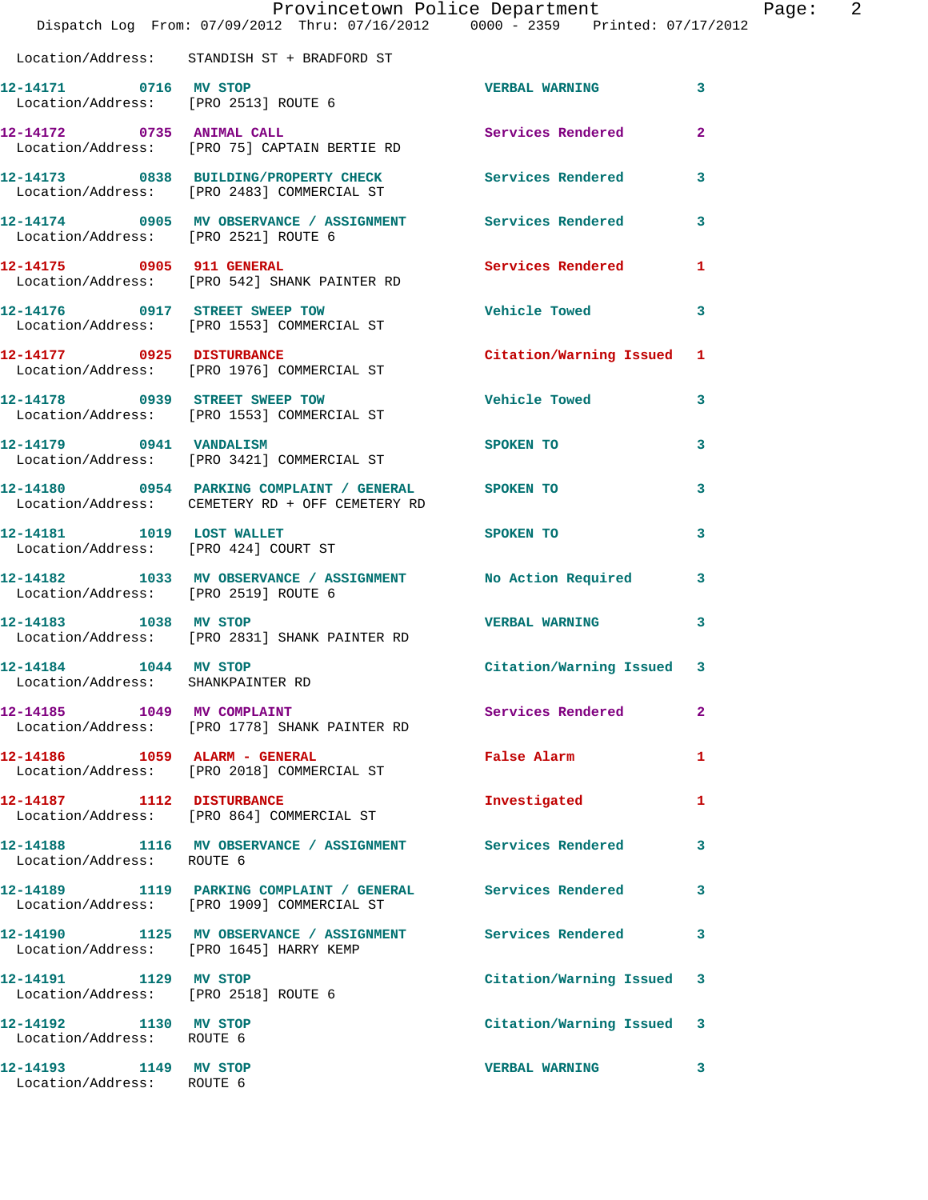Location/Address: STANDISH ST + BRADFORD ST

| Call # | Time | Call Reason | Action | Priority |
|---|---|---|---|---|
| 12-14171 | 0716 | MV STOP | VERBAL WARNING | 3 |
| | | Location/Address: [PRO 2513] ROUTE 6 | | |
| 12-14172 | 0735 | ANIMAL CALL | Services Rendered | 2 |
| | | Location/Address: [PRO 75] CAPTAIN BERTIE RD | | |
| 12-14173 | 0838 | BUILDING/PROPERTY CHECK | Services Rendered | 3 |
| | | Location/Address: [PRO 2483] COMMERCIAL ST | | |
| 12-14174 | 0905 | MV OBSERVANCE / ASSIGNMENT | Services Rendered | 3 |
| | | Location/Address: [PRO 2521] ROUTE 6 | | |
| 12-14175 | 0905 | 911 GENERAL | Services Rendered | 1 |
| | | Location/Address: [PRO 542] SHANK PAINTER RD | | |
| 12-14176 | 0917 | STREET SWEEP TOW | Vehicle Towed | 3 |
| | | Location/Address: [PRO 1553] COMMERCIAL ST | | |
| 12-14177 | 0925 | DISTURBANCE | Citation/Warning Issued | 1 |
| | | Location/Address: [PRO 1976] COMMERCIAL ST | | |
| 12-14178 | 0939 | STREET SWEEP TOW | Vehicle Towed | 3 |
| | | Location/Address: [PRO 1553] COMMERCIAL ST | | |
| 12-14179 | 0941 | VANDALISM | SPOKEN TO | 3 |
| | | Location/Address: [PRO 3421] COMMERCIAL ST | | |
| 12-14180 | 0954 | PARKING COMPLAINT / GENERAL | SPOKEN TO | 3 |
| | | Location/Address: CEMETERY RD + OFF CEMETERY RD | | |
| 12-14181 | 1019 | LOST WALLET | SPOKEN TO | 3 |
| | | Location/Address: [PRO 424] COURT ST | | |
| 12-14182 | 1033 | MV OBSERVANCE / ASSIGNMENT | No Action Required | 3 |
| | | Location/Address: [PRO 2519] ROUTE 6 | | |
| 12-14183 | 1038 | MV STOP | VERBAL WARNING | 3 |
| | | Location/Address: [PRO 2831] SHANK PAINTER RD | | |
| 12-14184 | 1044 | MV STOP | Citation/Warning Issued | 3 |
| | | Location/Address: SHANKPAINTER RD | | |
| 12-14185 | 1049 | MV COMPLAINT | Services Rendered | 2 |
| | | Location/Address: [PRO 1778] SHANK PAINTER RD | | |
| 12-14186 | 1059 | ALARM - GENERAL | False Alarm | 1 |
| | | Location/Address: [PRO 2018] COMMERCIAL ST | | |
| 12-14187 | 1112 | DISTURBANCE | Investigated | 1 |
| | | Location/Address: [PRO 864] COMMERCIAL ST | | |
| 12-14188 | 1116 | MV OBSERVANCE / ASSIGNMENT | Services Rendered | 3 |
| | | Location/Address: ROUTE 6 | | |
| 12-14189 | 1119 | PARKING COMPLAINT / GENERAL | Services Rendered | 3 |
| | | Location/Address: [PRO 1909] COMMERCIAL ST | | |
| 12-14190 | 1125 | MV OBSERVANCE / ASSIGNMENT | Services Rendered | 3 |
| | | Location/Address: [PRO 1645] HARRY KEMP | | |
| 12-14191 | 1129 | MV STOP | Citation/Warning Issued | 3 |
| | | Location/Address: [PRO 2518] ROUTE 6 | | |
| 12-14192 | 1130 | MV STOP | Citation/Warning Issued | 3 |
| | | Location/Address: ROUTE 6 | | |
| 12-14193 | 1149 | MV STOP | VERBAL WARNING | 3 |
| | | Location/Address: ROUTE 6 | | |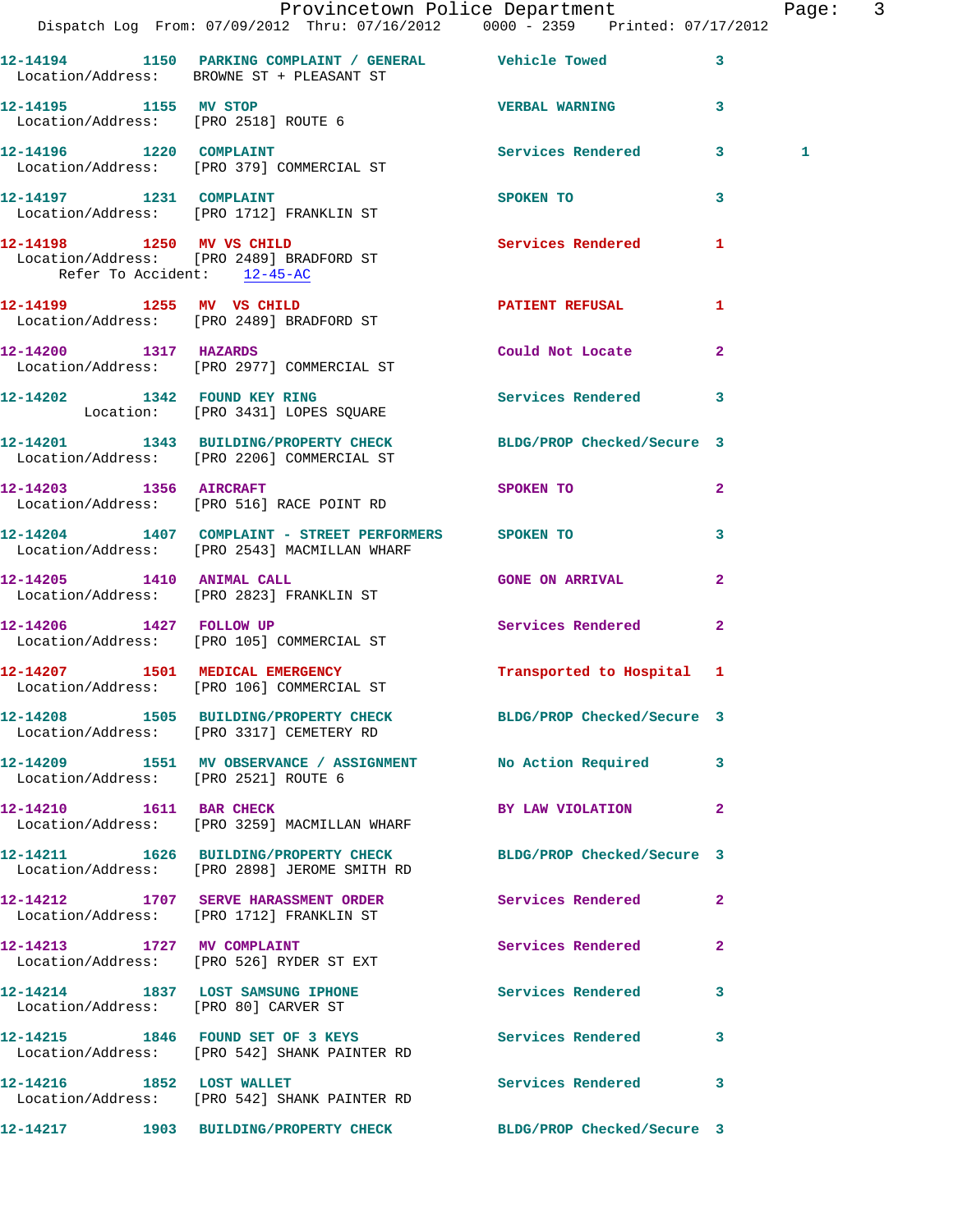12-14194 1150 PARKING COMPLAINT / GENERAL Vehicle Towed 3
Location/Address: BROWNE ST + PLEASANT ST

12-14195 1155 MV STOP VERBAL WARNING 3
Location/Address: [PRO 2518] ROUTE 6

12-14196 1220 COMPLAINT Services Rendered 3 1
Location/Address: [PRO 379] COMMERCIAL ST

12-14197 1231 COMPLAINT SPOKEN TO 3
Location/Address: [PRO 1712] FRANKLIN ST

12-14198 1250 MV VS CHILD Services Rendered 1
Location/Address: [PRO 2489] BRADFORD ST
Refer To Accident: 12-45-AC

12-14199 1255 MV VS CHILD PATIENT REFUSAL 1
Location/Address: [PRO 2489] BRADFORD ST

12-14200 1317 HAZARDS Could Not Locate 2
Location/Address: [PRO 2977] COMMERCIAL ST

12-14202 1342 FOUND KEY RING Services Rendered 3
Location: [PRO 3431] LOPES SQUARE

12-14201 1343 BUILDING/PROPERTY CHECK BLDG/PROP Checked/Secure 3
Location/Address: [PRO 2206] COMMERCIAL ST

12-14203 1356 AIRCRAFT SPOKEN TO 2
Location/Address: [PRO 516] RACE POINT RD

12-14204 1407 COMPLAINT - STREET PERFORMERS SPOKEN TO 3
Location/Address: [PRO 2543] MACMILLAN WHARF

12-14205 1410 ANIMAL CALL GONE ON ARRIVAL 2
Location/Address: [PRO 2823] FRANKLIN ST

12-14206 1427 FOLLOW UP Services Rendered 2
Location/Address: [PRO 105] COMMERCIAL ST

12-14207 1501 MEDICAL EMERGENCY Transported to Hospital 1
Location/Address: [PRO 106] COMMERCIAL ST

12-14208 1505 BUILDING/PROPERTY CHECK BLDG/PROP Checked/Secure 3
Location/Address: [PRO 3317] CEMETERY RD

12-14209 1551 MV OBSERVANCE / ASSIGNMENT No Action Required 3
Location/Address: [PRO 2521] ROUTE 6

12-14210 1611 BAR CHECK BY LAW VIOLATION 2
Location/Address: [PRO 3259] MACMILLAN WHARF

12-14211 1626 BUILDING/PROPERTY CHECK BLDG/PROP Checked/Secure 3
Location/Address: [PRO 2898] JEROME SMITH RD

12-14212 1707 SERVE HARASSMENT ORDER Services Rendered 2
Location/Address: [PRO 1712] FRANKLIN ST

12-14213 1727 MV COMPLAINT Services Rendered 2
Location/Address: [PRO 526] RYDER ST EXT

12-14214 1837 LOST SAMSUNG IPHONE Services Rendered 3
Location/Address: [PRO 80] CARVER ST

12-14215 1846 FOUND SET OF 3 KEYS Services Rendered 3
Location/Address: [PRO 542] SHANK PAINTER RD

12-14216 1852 LOST WALLET Services Rendered 3
Location/Address: [PRO 542] SHANK PAINTER RD

12-14217 1903 BUILDING/PROPERTY CHECK BLDG/PROP Checked/Secure 3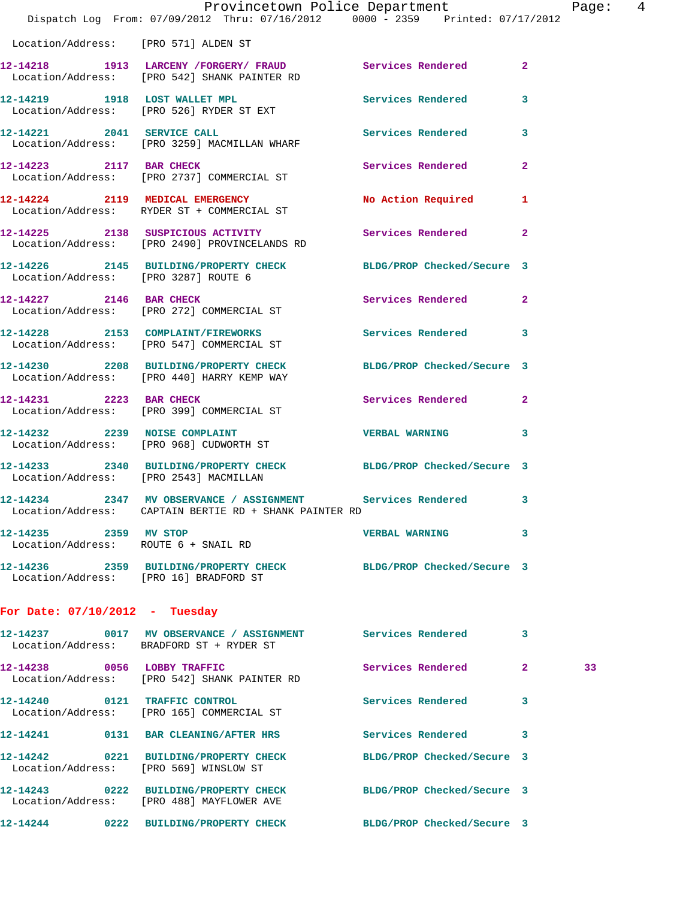Location/Address: [PRO 571] ALDEN ST

| Call Number | Time | Call Reason | Action | Priority | |
|---|---|---|---|---|---|
| 12-14218 | 1913 | LARCENY /FORGERY/ FRAUD | Services Rendered | 2 | |
| | | Location/Address: [PRO 542] SHANK PAINTER RD | | | |
| 12-14219 | 1918 | LOST WALLET MPL | Services Rendered | 3 | |
| | | Location/Address: [PRO 526] RYDER ST EXT | | | |
| 12-14221 | 2041 | SERVICE CALL | Services Rendered | 3 | |
| | | Location/Address: [PRO 3259] MACMILLAN WHARF | | | |
| 12-14223 | 2117 | BAR CHECK | Services Rendered | 2 | |
| | | Location/Address: [PRO 2737] COMMERCIAL ST | | | |
| 12-14224 | 2119 | MEDICAL EMERGENCY | No Action Required | 1 | |
| | | Location/Address: RYDER ST + COMMERCIAL ST | | | |
| 12-14225 | 2138 | SUSPICIOUS ACTIVITY | Services Rendered | 2 | |
| | | Location/Address: [PRO 2490] PROVINCELANDS RD | | | |
| 12-14226 | 2145 | BUILDING/PROPERTY CHECK | BLDG/PROP Checked/Secure | 3 | |
| | | Location/Address: [PRO 3287] ROUTE 6 | | | |
| 12-14227 | 2146 | BAR CHECK | Services Rendered | 2 | |
| | | Location/Address: [PRO 272] COMMERCIAL ST | | | |
| 12-14228 | 2153 | COMPLAINT/FIREWORKS | Services Rendered | 3 | |
| | | Location/Address: [PRO 547] COMMERCIAL ST | | | |
| 12-14230 | 2208 | BUILDING/PROPERTY CHECK | BLDG/PROP Checked/Secure | 3 | |
| | | Location/Address: [PRO 440] HARRY KEMP WAY | | | |
| 12-14231 | 2223 | BAR CHECK | Services Rendered | 2 | |
| | | Location/Address: [PRO 399] COMMERCIAL ST | | | |
| 12-14232 | 2239 | NOISE COMPLAINT | VERBAL WARNING | 3 | |
| | | Location/Address: [PRO 968] CUDWORTH ST | | | |
| 12-14233 | 2340 | BUILDING/PROPERTY CHECK | BLDG/PROP Checked/Secure | 3 | |
| | | Location/Address: [PRO 2543] MACMILLAN | | | |
| 12-14234 | 2347 | MV OBSERVANCE / ASSIGNMENT | Services Rendered | 3 | |
| | | Location/Address: CAPTAIN BERTIE RD + SHANK PAINTER RD | | | |
| 12-14235 | 2359 | MV STOP | VERBAL WARNING | 3 | |
| | | Location/Address: ROUTE 6 + SNAIL RD | | | |
| 12-14236 | 2359 | BUILDING/PROPERTY CHECK | BLDG/PROP Checked/Secure | 3 | |
| | | Location/Address: [PRO 16] BRADFORD ST | | | |

## For Date: 07/10/2012 - Tuesday

| Call Number | Time | Call Reason | Action | Priority | |
|---|---|---|---|---|---|
| 12-14237 | 0017 | MV OBSERVANCE / ASSIGNMENT | Services Rendered | 3 | |
| | | Location/Address: BRADFORD ST + RYDER ST | | | |
| 12-14238 | 0056 | LOBBY TRAFFIC | Services Rendered | 2 | 33 |
| | | Location/Address: [PRO 542] SHANK PAINTER RD | | | |
| 12-14240 | 0121 | TRAFFIC CONTROL | Services Rendered | 3 | |
| | | Location/Address: [PRO 165] COMMERCIAL ST | | | |
| 12-14241 | 0131 | BAR CLEANING/AFTER HRS | Services Rendered | 3 | |
| 12-14242 | 0221 | BUILDING/PROPERTY CHECK | BLDG/PROP Checked/Secure | 3 | |
| | | Location/Address: [PRO 569] WINSLOW ST | | | |
| 12-14243 | 0222 | BUILDING/PROPERTY CHECK | BLDG/PROP Checked/Secure | 3 | |
| | | Location/Address: [PRO 488] MAYFLOWER AVE | | | |
| 12-14244 | 0222 | BUILDING/PROPERTY CHECK | BLDG/PROP Checked/Secure | 3 | |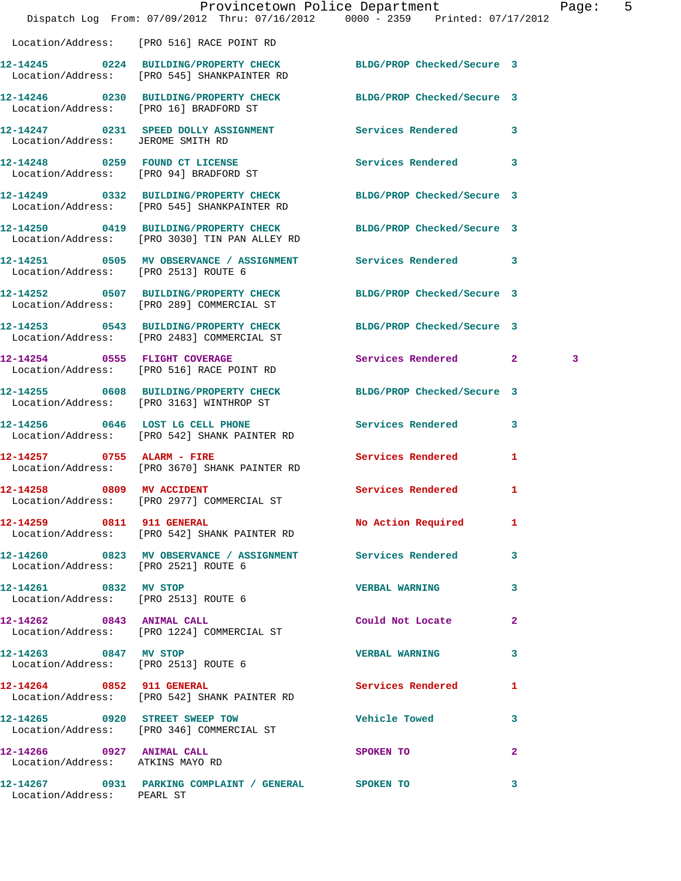Location/Address: [PRO 516] RACE POINT RD

| Call # | Time | Call Type | Disposition | Priority | |
|---|---|---|---|---|---|
| 12-14245 | 0224 | BUILDING/PROPERTY CHECK | BLDG/PROP Checked/Secure | 3 | |
| | | Location/Address: [PRO 545] SHANKPAINTER RD | | | |
| 12-14246 | 0230 | BUILDING/PROPERTY CHECK | BLDG/PROP Checked/Secure | 3 | |
| | | Location/Address: [PRO 16] BRADFORD ST | | | |
| 12-14247 | 0231 | SPEED DOLLY ASSIGNMENT | Services Rendered | 3 | |
| | | Location/Address: JEROME SMITH RD | | | |
| 12-14248 | 0259 | FOUND CT LICENSE | Services Rendered | 3 | |
| | | Location/Address: [PRO 94] BRADFORD ST | | | |
| 12-14249 | 0332 | BUILDING/PROPERTY CHECK | BLDG/PROP Checked/Secure | 3 | |
| | | Location/Address: [PRO 545] SHANKPAINTER RD | | | |
| 12-14250 | 0419 | BUILDING/PROPERTY CHECK | BLDG/PROP Checked/Secure | 3 | |
| | | Location/Address: [PRO 3030] TIN PAN ALLEY RD | | | |
| 12-14251 | 0505 | MV OBSERVANCE / ASSIGNMENT | Services Rendered | 3 | |
| | | Location/Address: [PRO 2513] ROUTE 6 | | | |
| 12-14252 | 0507 | BUILDING/PROPERTY CHECK | BLDG/PROP Checked/Secure | 3 | |
| | | Location/Address: [PRO 289] COMMERCIAL ST | | | |
| 12-14253 | 0543 | BUILDING/PROPERTY CHECK | BLDG/PROP Checked/Secure | 3 | |
| | | Location/Address: [PRO 2483] COMMERCIAL ST | | | |
| 12-14254 | 0555 | FLIGHT COVERAGE | Services Rendered | 2 | 3 |
| | | Location/Address: [PRO 516] RACE POINT RD | | | |
| 12-14255 | 0608 | BUILDING/PROPERTY CHECK | BLDG/PROP Checked/Secure | 3 | |
| | | Location/Address: [PRO 3163] WINTHROP ST | | | |
| 12-14256 | 0646 | LOST LG CELL PHONE | Services Rendered | 3 | |
| | | Location/Address: [PRO 542] SHANK PAINTER RD | | | |
| 12-14257 | 0755 | ALARM - FIRE | Services Rendered | 1 | |
| | | Location/Address: [PRO 3670] SHANK PAINTER RD | | | |
| 12-14258 | 0809 | MV ACCIDENT | Services Rendered | 1 | |
| | | Location/Address: [PRO 2977] COMMERCIAL ST | | | |
| 12-14259 | 0811 | 911 GENERAL | No Action Required | 1 | |
| | | Location/Address: [PRO 542] SHANK PAINTER RD | | | |
| 12-14260 | 0823 | MV OBSERVANCE / ASSIGNMENT | Services Rendered | 3 | |
| | | Location/Address: [PRO 2521] ROUTE 6 | | | |
| 12-14261 | 0832 | MV STOP | VERBAL WARNING | 3 | |
| | | Location/Address: [PRO 2513] ROUTE 6 | | | |
| 12-14262 | 0843 | ANIMAL CALL | Could Not Locate | 2 | |
| | | Location/Address: [PRO 1224] COMMERCIAL ST | | | |
| 12-14263 | 0847 | MV STOP | VERBAL WARNING | 3 | |
| | | Location/Address: [PRO 2513] ROUTE 6 | | | |
| 12-14264 | 0852 | 911 GENERAL | Services Rendered | 1 | |
| | | Location/Address: [PRO 542] SHANK PAINTER RD | | | |
| 12-14265 | 0920 | STREET SWEEP TOW | Vehicle Towed | 3 | |
| | | Location/Address: [PRO 346] COMMERCIAL ST | | | |
| 12-14266 | 0927 | ANIMAL CALL | SPOKEN TO | 2 | |
| | | Location/Address: ATKINS MAYO RD | | | |
| 12-14267 | 0931 | PARKING COMPLAINT / GENERAL | SPOKEN TO | 3 | |
| | | Location/Address: PEARL ST | | | |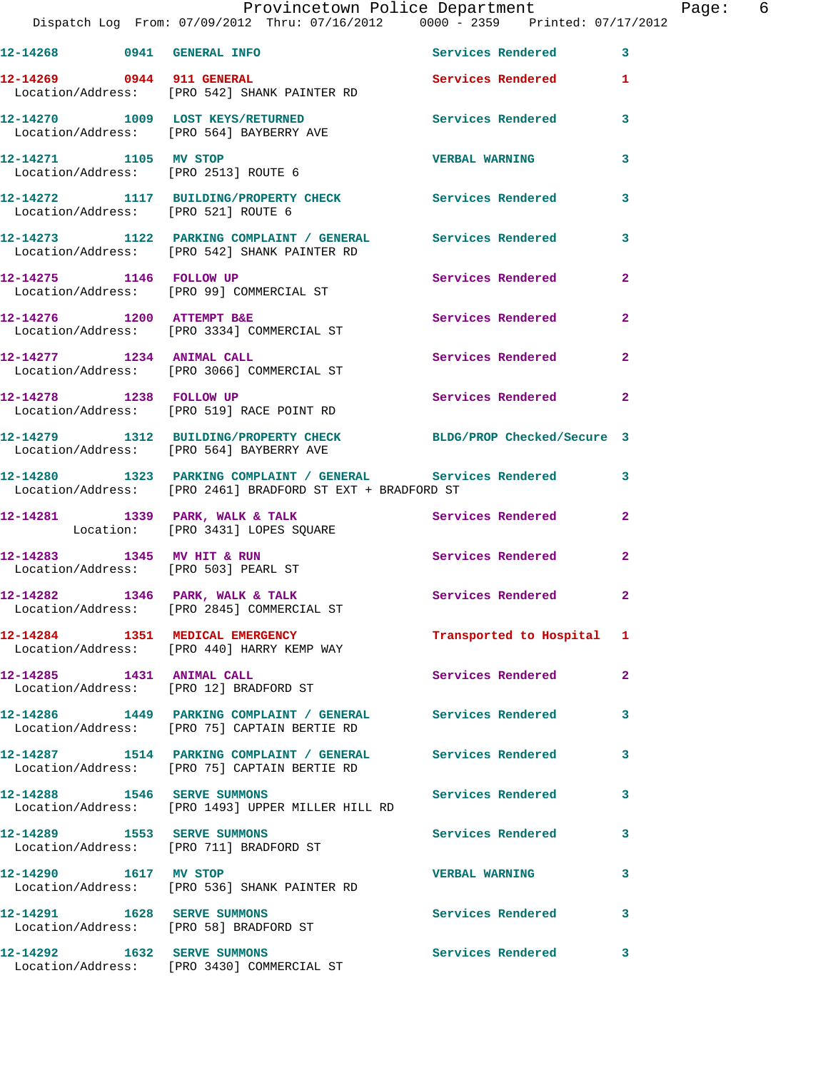12-14268 0941 GENERAL INFO Services Rendered 3

12-14269 0944 911 GENERAL Services Rendered 1
Location/Address: [PRO 542] SHANK PAINTER RD

12-14270 1009 LOST KEYS/RETURNED Services Rendered 3
Location/Address: [PRO 564] BAYBERRY AVE

12-14271 1105 MV STOP VERBAL WARNING 3
Location/Address: [PRO 2513] ROUTE 6

12-14272 1117 BUILDING/PROPERTY CHECK Services Rendered 3
Location/Address: [PRO 521] ROUTE 6

12-14273 1122 PARKING COMPLAINT / GENERAL Services Rendered 3
Location/Address: [PRO 542] SHANK PAINTER RD

12-14275 1146 FOLLOW UP Services Rendered 2
Location/Address: [PRO 99] COMMERCIAL ST

12-14276 1200 ATTEMPT B&E Services Rendered 2
Location/Address: [PRO 3334] COMMERCIAL ST

12-14277 1234 ANIMAL CALL Services Rendered 2
Location/Address: [PRO 3066] COMMERCIAL ST

12-14278 1238 FOLLOW UP Services Rendered 2
Location/Address: [PRO 519] RACE POINT RD

12-14279 1312 BUILDING/PROPERTY CHECK BLDG/PROP Checked/Secure 3
Location/Address: [PRO 564] BAYBERRY AVE

12-14280 1323 PARKING COMPLAINT / GENERAL Services Rendered 3
Location/Address: [PRO 2461] BRADFORD ST EXT + BRADFORD ST

12-14281 1339 PARK, WALK & TALK Services Rendered 2
Location: [PRO 3431] LOPES SQUARE

12-14283 1345 MV HIT & RUN Services Rendered 2
Location/Address: [PRO 503] PEARL ST

12-14282 1346 PARK, WALK & TALK Services Rendered 2
Location/Address: [PRO 2845] COMMERCIAL ST

12-14284 1351 MEDICAL EMERGENCY Transported to Hospital 1
Location/Address: [PRO 440] HARRY KEMP WAY

12-14285 1431 ANIMAL CALL Services Rendered 2
Location/Address: [PRO 12] BRADFORD ST

12-14286 1449 PARKING COMPLAINT / GENERAL Services Rendered 3
Location/Address: [PRO 75] CAPTAIN BERTIE RD

12-14287 1514 PARKING COMPLAINT / GENERAL Services Rendered 3
Location/Address: [PRO 75] CAPTAIN BERTIE RD

12-14288 1546 SERVE SUMMONS Services Rendered 3
Location/Address: [PRO 1493] UPPER MILLER HILL RD

12-14289 1553 SERVE SUMMONS Services Rendered 3
Location/Address: [PRO 711] BRADFORD ST

12-14290 1617 MV STOP VERBAL WARNING 3
Location/Address: [PRO 536] SHANK PAINTER RD

12-14291 1628 SERVE SUMMONS Services Rendered 3
Location/Address: [PRO 58] BRADFORD ST

12-14292 1632 SERVE SUMMONS Services Rendered 3
Location/Address: [PRO 3430] COMMERCIAL ST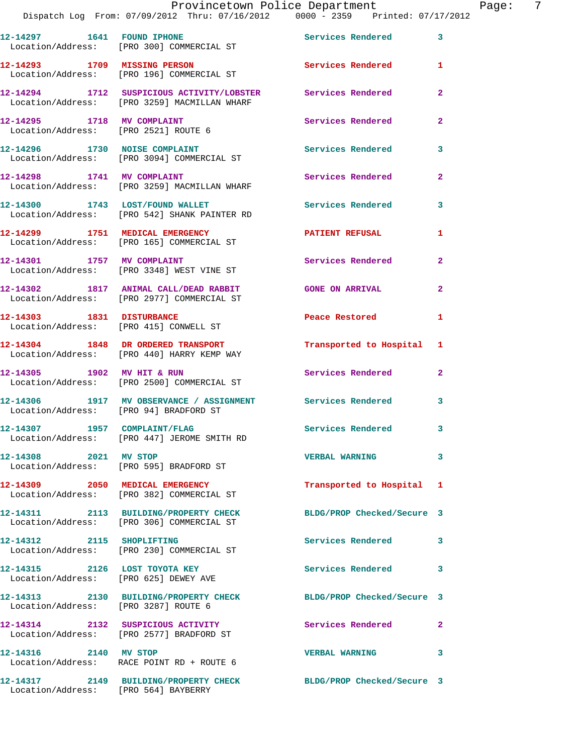| Call Number | Time | Call Reason | Action | Priority |
|---|---|---|---|---|
| 12-14297 | 1641 | FOUND IPHONE | Services Rendered | 3 |
| Location/Address: | | [PRO 300] COMMERCIAL ST | | |
| 12-14293 | 1709 | MISSING PERSON | Services Rendered | 1 |
| Location/Address: | | [PRO 196] COMMERCIAL ST | | |
| 12-14294 | 1712 | SUSPICIOUS ACTIVITY/LOBSTER | Services Rendered | 2 |
| Location/Address: | | [PRO 3259] MACMILLAN WHARF | | |
| 12-14295 | 1718 | MV COMPLAINT | Services Rendered | 2 |
| Location/Address: | | [PRO 2521] ROUTE 6 | | |
| 12-14296 | 1730 | NOISE COMPLAINT | Services Rendered | 3 |
| Location/Address: | | [PRO 3094] COMMERCIAL ST | | |
| 12-14298 | 1741 | MV COMPLAINT | Services Rendered | 2 |
| Location/Address: | | [PRO 3259] MACMILLAN WHARF | | |
| 12-14300 | 1743 | LOST/FOUND WALLET | Services Rendered | 3 |
| Location/Address: | | [PRO 542] SHANK PAINTER RD | | |
| 12-14299 | 1751 | MEDICAL EMERGENCY | PATIENT REFUSAL | 1 |
| Location/Address: | | [PRO 165] COMMERCIAL ST | | |
| 12-14301 | 1757 | MV COMPLAINT | Services Rendered | 2 |
| Location/Address: | | [PRO 3348] WEST VINE ST | | |
| 12-14302 | 1817 | ANIMAL CALL/DEAD RABBIT | GONE ON ARRIVAL | 2 |
| Location/Address: | | [PRO 2977] COMMERCIAL ST | | |
| 12-14303 | 1831 | DISTURBANCE | Peace Restored | 1 |
| Location/Address: | | [PRO 415] CONWELL ST | | |
| 12-14304 | 1848 | DR ORDERED TRANSPORT | Transported to Hospital | 1 |
| Location/Address: | | [PRO 440] HARRY KEMP WAY | | |
| 12-14305 | 1902 | MV HIT & RUN | Services Rendered | 2 |
| Location/Address: | | [PRO 2500] COMMERCIAL ST | | |
| 12-14306 | 1917 | MV OBSERVANCE / ASSIGNMENT | Services Rendered | 3 |
| Location/Address: | | [PRO 94] BRADFORD ST | | |
| 12-14307 | 1957 | COMPLAINT/FLAG | Services Rendered | 3 |
| Location/Address: | | [PRO 447] JEROME SMITH RD | | |
| 12-14308 | 2021 | MV STOP | VERBAL WARNING | 3 |
| Location/Address: | | [PRO 595] BRADFORD ST | | |
| 12-14309 | 2050 | MEDICAL EMERGENCY | Transported to Hospital | 1 |
| Location/Address: | | [PRO 382] COMMERCIAL ST | | |
| 12-14311 | 2113 | BUILDING/PROPERTY CHECK | BLDG/PROP Checked/Secure | 3 |
| Location/Address: | | [PRO 306] COMMERCIAL ST | | |
| 12-14312 | 2115 | SHOPLIFTING | Services Rendered | 3 |
| Location/Address: | | [PRO 230] COMMERCIAL ST | | |
| 12-14315 | 2126 | LOST TOYOTA KEY | Services Rendered | 3 |
| Location/Address: | | [PRO 625] DEWEY AVE | | |
| 12-14313 | 2130 | BUILDING/PROPERTY CHECK | BLDG/PROP Checked/Secure | 3 |
| Location/Address: | | [PRO 3287] ROUTE 6 | | |
| 12-14314 | 2132 | SUSPICIOUS ACTIVITY | Services Rendered | 2 |
| Location/Address: | | [PRO 2577] BRADFORD ST | | |
| 12-14316 | 2140 | MV STOP | VERBAL WARNING | 3 |
| Location/Address: | | RACE POINT RD + ROUTE 6 | | |
| 12-14317 | 2149 | BUILDING/PROPERTY CHECK | BLDG/PROP Checked/Secure | 3 |
| Location/Address: | | [PRO 564] BAYBERRY | | |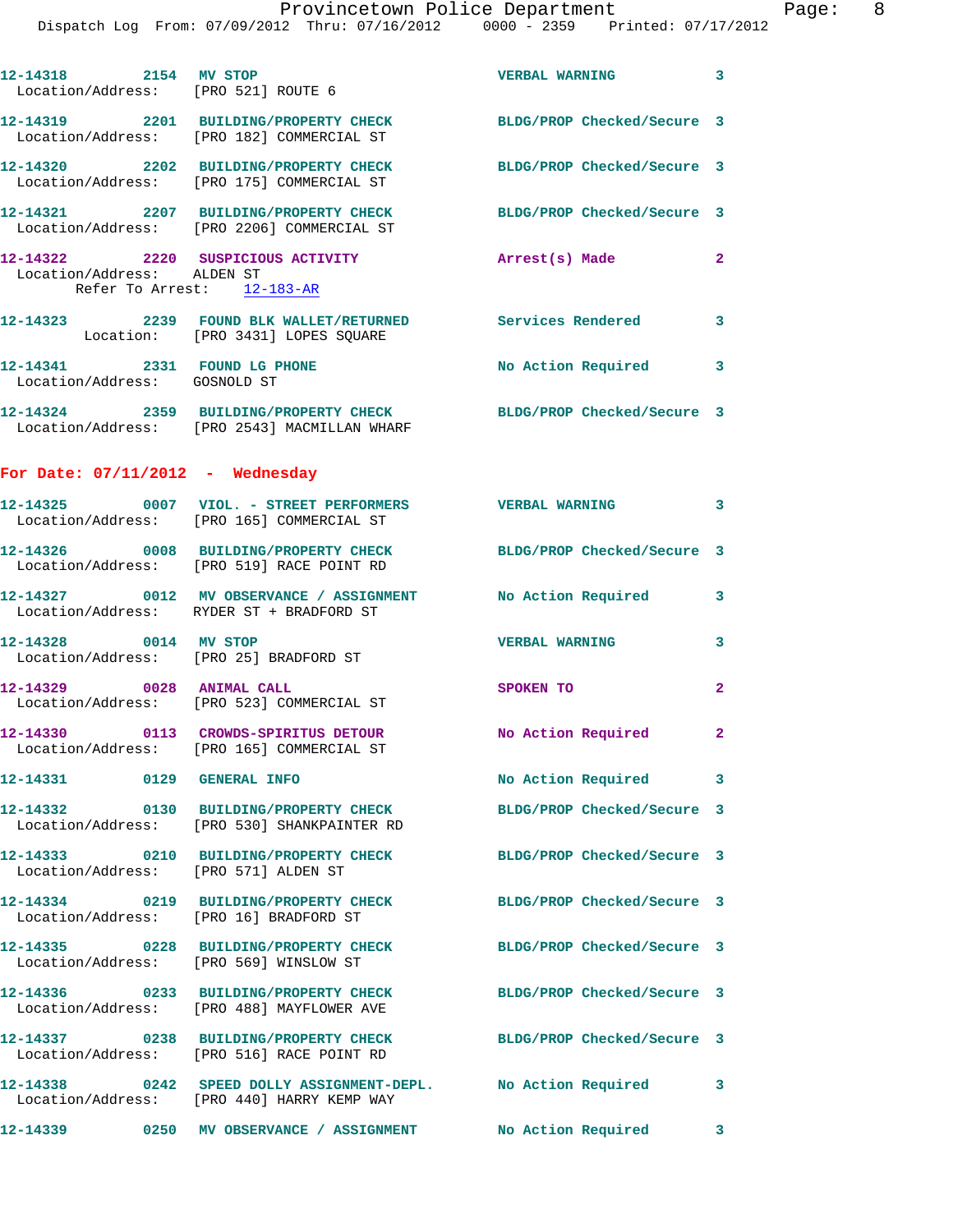12-14318 2154 MV STOP VERBAL WARNING 3
Location/Address: [PRO 521] ROUTE 6

12-14319 2201 BUILDING/PROPERTY CHECK BLDG/PROP Checked/Secure 3
Location/Address: [PRO 182] COMMERCIAL ST

12-14320 2202 BUILDING/PROPERTY CHECK BLDG/PROP Checked/Secure 3
Location/Address: [PRO 175] COMMERCIAL ST

12-14321 2207 BUILDING/PROPERTY CHECK BLDG/PROP Checked/Secure 3
Location/Address: [PRO 2206] COMMERCIAL ST

12-14322 2220 SUSPICIOUS ACTIVITY Arrest(s) Made 2
Location/Address: ALDEN ST
Refer To Arrest: 12-183-AR

12-14323 2239 FOUND BLK WALLET/RETURNED Services Rendered 3
Location: [PRO 3431] LOPES SQUARE

12-14341 2331 FOUND LG PHONE No Action Required 3
Location/Address: GOSNOLD ST

12-14324 2359 BUILDING/PROPERTY CHECK BLDG/PROP Checked/Secure 3
Location/Address: [PRO 2543] MACMILLAN WHARF

**For Date: 07/11/2012 - Wednesday**

12-14325 0007 VIOL. - STREET PERFORMERS VERBAL WARNING 3
Location/Address: [PRO 165] COMMERCIAL ST

12-14326 0008 BUILDING/PROPERTY CHECK BLDG/PROP Checked/Secure 3
Location/Address: [PRO 519] RACE POINT RD

12-14327 0012 MV OBSERVANCE / ASSIGNMENT No Action Required 3
Location/Address: RYDER ST + BRADFORD ST

12-14328 0014 MV STOP VERBAL WARNING 3
Location/Address: [PRO 25] BRADFORD ST

12-14329 0028 ANIMAL CALL SPOKEN TO 2
Location/Address: [PRO 523] COMMERCIAL ST

12-14330 0113 CROWDS-SPIRITUS DETOUR No Action Required 2
Location/Address: [PRO 165] COMMERCIAL ST

12-14331 0129 GENERAL INFO No Action Required 3

12-14332 0130 BUILDING/PROPERTY CHECK BLDG/PROP Checked/Secure 3
Location/Address: [PRO 530] SHANKPAINTER RD

12-14333 0210 BUILDING/PROPERTY CHECK BLDG/PROP Checked/Secure 3
Location/Address: [PRO 571] ALDEN ST

12-14334 0219 BUILDING/PROPERTY CHECK BLDG/PROP Checked/Secure 3
Location/Address: [PRO 16] BRADFORD ST

12-14335 0228 BUILDING/PROPERTY CHECK BLDG/PROP Checked/Secure 3
Location/Address: [PRO 569] WINSLOW ST

12-14336 0233 BUILDING/PROPERTY CHECK BLDG/PROP Checked/Secure 3
Location/Address: [PRO 488] MAYFLOWER AVE

12-14337 0238 BUILDING/PROPERTY CHECK BLDG/PROP Checked/Secure 3
Location/Address: [PRO 516] RACE POINT RD

12-14338 0242 SPEED DOLLY ASSIGNMENT-DEPL. No Action Required 3
Location/Address: [PRO 440] HARRY KEMP WAY

12-14339 0250 MV OBSERVANCE / ASSIGNMENT No Action Required 3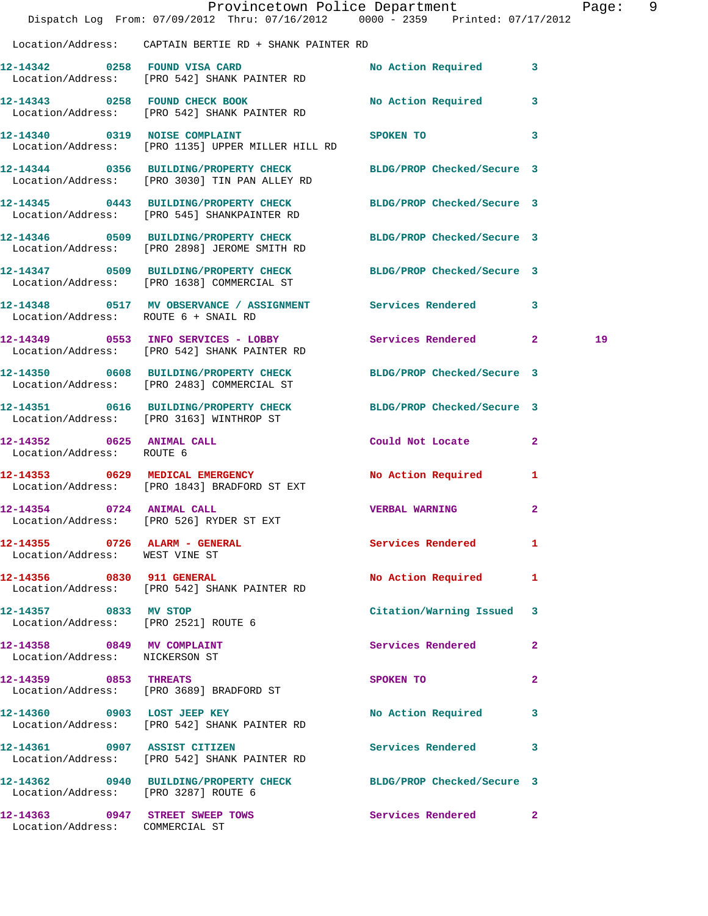Location/Address: CAPTAIN BERTIE RD + SHANK PAINTER RD

| Call # | Time | Call Reason | Action | Priority | |
|---|---|---|---|---|---|
| 12-14342 | 0258 | FOUND VISA CARD | No Action Required | 3 | |
| Location/Address: [PRO 542] SHANK PAINTER RD | | | | | |
| 12-14343 | 0258 | FOUND CHECK BOOK | No Action Required | 3 | |
| Location/Address: [PRO 542] SHANK PAINTER RD | | | | | |
| 12-14340 | 0319 | NOISE COMPLAINT | SPOKEN TO | 3 | |
| Location/Address: [PRO 1135] UPPER MILLER HILL RD | | | | | |
| 12-14344 | 0356 | BUILDING/PROPERTY CHECK | BLDG/PROP Checked/Secure | 3 | |
| Location/Address: [PRO 3030] TIN PAN ALLEY RD | | | | | |
| 12-14345 | 0443 | BUILDING/PROPERTY CHECK | BLDG/PROP Checked/Secure | 3 | |
| Location/Address: [PRO 545] SHANKPAINTER RD | | | | | |
| 12-14346 | 0509 | BUILDING/PROPERTY CHECK | BLDG/PROP Checked/Secure | 3 | |
| Location/Address: [PRO 2898] JEROME SMITH RD | | | | | |
| 12-14347 | 0509 | BUILDING/PROPERTY CHECK | BLDG/PROP Checked/Secure | 3 | |
| Location/Address: [PRO 1638] COMMERCIAL ST | | | | | |
| 12-14348 | 0517 | MV OBSERVANCE / ASSIGNMENT | Services Rendered | 3 | |
| Location/Address: ROUTE 6 + SNAIL RD | | | | | |
| 12-14349 | 0553 | INFO SERVICES - LOBBY | Services Rendered | 2 | 19 |
| Location/Address: [PRO 542] SHANK PAINTER RD | | | | | |
| 12-14350 | 0608 | BUILDING/PROPERTY CHECK | BLDG/PROP Checked/Secure | 3 | |
| Location/Address: [PRO 2483] COMMERCIAL ST | | | | | |
| 12-14351 | 0616 | BUILDING/PROPERTY CHECK | BLDG/PROP Checked/Secure | 3 | |
| Location/Address: [PRO 3163] WINTHROP ST | | | | | |
| 12-14352 | 0625 | ANIMAL CALL | Could Not Locate | 2 | |
| Location/Address: ROUTE 6 | | | | | |
| 12-14353 | 0629 | MEDICAL EMERGENCY | No Action Required | 1 | |
| Location/Address: [PRO 1843] BRADFORD ST EXT | | | | | |
| 12-14354 | 0724 | ANIMAL CALL | VERBAL WARNING | 2 | |
| Location/Address: [PRO 526] RYDER ST EXT | | | | | |
| 12-14355 | 0726 | ALARM - GENERAL | Services Rendered | 1 | |
| Location/Address: WEST VINE ST | | | | | |
| 12-14356 | 0830 | 911 GENERAL | No Action Required | 1 | |
| Location/Address: [PRO 542] SHANK PAINTER RD | | | | | |
| 12-14357 | 0833 | MV STOP | Citation/Warning Issued | 3 | |
| Location/Address: [PRO 2521] ROUTE 6 | | | | | |
| 12-14358 | 0849 | MV COMPLAINT | Services Rendered | 2 | |
| Location/Address: NICKERSON ST | | | | | |
| 12-14359 | 0853 | THREATS | SPOKEN TO | 2 | |
| Location/Address: [PRO 3689] BRADFORD ST | | | | | |
| 12-14360 | 0903 | LOST JEEP KEY | No Action Required | 3 | |
| Location/Address: [PRO 542] SHANK PAINTER RD | | | | | |
| 12-14361 | 0907 | ASSIST CITIZEN | Services Rendered | 3 | |
| Location/Address: [PRO 542] SHANK PAINTER RD | | | | | |
| 12-14362 | 0940 | BUILDING/PROPERTY CHECK | BLDG/PROP Checked/Secure | 3 | |
| Location/Address: [PRO 3287] ROUTE 6 | | | | | |
| 12-14363 | 0947 | STREET SWEEP TOWS | Services Rendered | 2 | |
| Location/Address: COMMERCIAL ST | | | | | |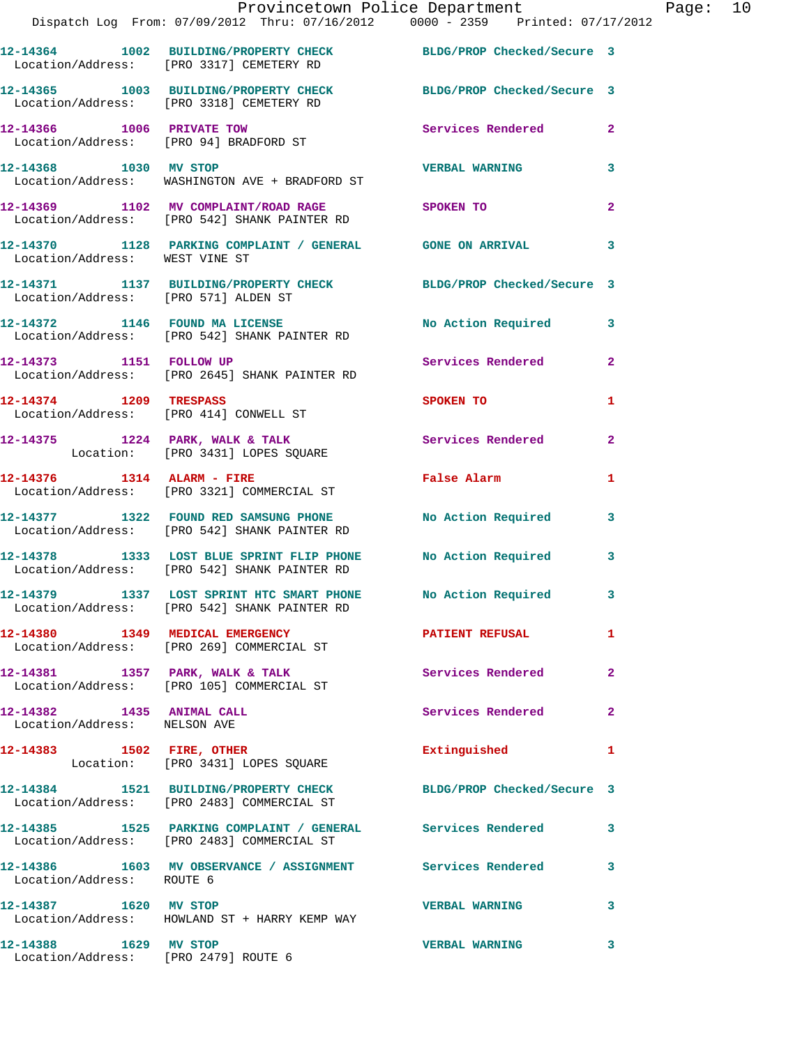12-14364 1002 BUILDING/PROPERTY CHECK BLDG/PROP Checked/Secure 3
Location/Address: [PRO 3317] CEMETERY RD

12-14365 1003 BUILDING/PROPERTY CHECK BLDG/PROP Checked/Secure 3
Location/Address: [PRO 3318] CEMETERY RD

12-14366 1006 PRIVATE TOW Services Rendered 2
Location/Address: [PRO 94] BRADFORD ST

12-14368 1030 MV STOP VERBAL WARNING 3
Location/Address: WASHINGTON AVE + BRADFORD ST

12-14369 1102 MV COMPLAINT/ROAD RAGE SPOKEN TO 2
Location/Address: [PRO 542] SHANK PAINTER RD

12-14370 1128 PARKING COMPLAINT / GENERAL GONE ON ARRIVAL 3
Location/Address: WEST VINE ST

12-14371 1137 BUILDING/PROPERTY CHECK BLDG/PROP Checked/Secure 3
Location/Address: [PRO 571] ALDEN ST

12-14372 1146 FOUND MA LICENSE No Action Required 3
Location/Address: [PRO 542] SHANK PAINTER RD

12-14373 1151 FOLLOW UP Services Rendered 2
Location/Address: [PRO 2645] SHANK PAINTER RD

12-14374 1209 TRESPASS SPOKEN TO 1
Location/Address: [PRO 414] CONWELL ST

12-14375 1224 PARK, WALK & TALK Services Rendered 2
Location: [PRO 3431] LOPES SQUARE

12-14376 1314 ALARM - FIRE False Alarm 1
Location/Address: [PRO 3321] COMMERCIAL ST

12-14377 1322 FOUND RED SAMSUNG PHONE No Action Required 3
Location/Address: [PRO 542] SHANK PAINTER RD

12-14378 1333 LOST BLUE SPRINT FLIP PHONE No Action Required 3
Location/Address: [PRO 542] SHANK PAINTER RD

12-14379 1337 LOST SPRINT HTC SMART PHONE No Action Required 3
Location/Address: [PRO 542] SHANK PAINTER RD

12-14380 1349 MEDICAL EMERGENCY PATIENT REFUSAL 1
Location/Address: [PRO 269] COMMERCIAL ST

12-14381 1357 PARK, WALK & TALK Services Rendered 2
Location/Address: [PRO 105] COMMERCIAL ST

12-14382 1435 ANIMAL CALL Services Rendered 2
Location/Address: NELSON AVE

12-14383 1502 FIRE, OTHER Extinguished 1
Location: [PRO 3431] LOPES SQUARE

12-14384 1521 BUILDING/PROPERTY CHECK BLDG/PROP Checked/Secure 3
Location/Address: [PRO 2483] COMMERCIAL ST

12-14385 1525 PARKING COMPLAINT / GENERAL Services Rendered 3
Location/Address: [PRO 2483] COMMERCIAL ST

12-14386 1603 MV OBSERVANCE / ASSIGNMENT Services Rendered 3
Location/Address: ROUTE 6

12-14387 1620 MV STOP VERBAL WARNING 3
Location/Address: HOWLAND ST + HARRY KEMP WAY

12-14388 1629 MV STOP VERBAL WARNING 3
Location/Address: [PRO 2479] ROUTE 6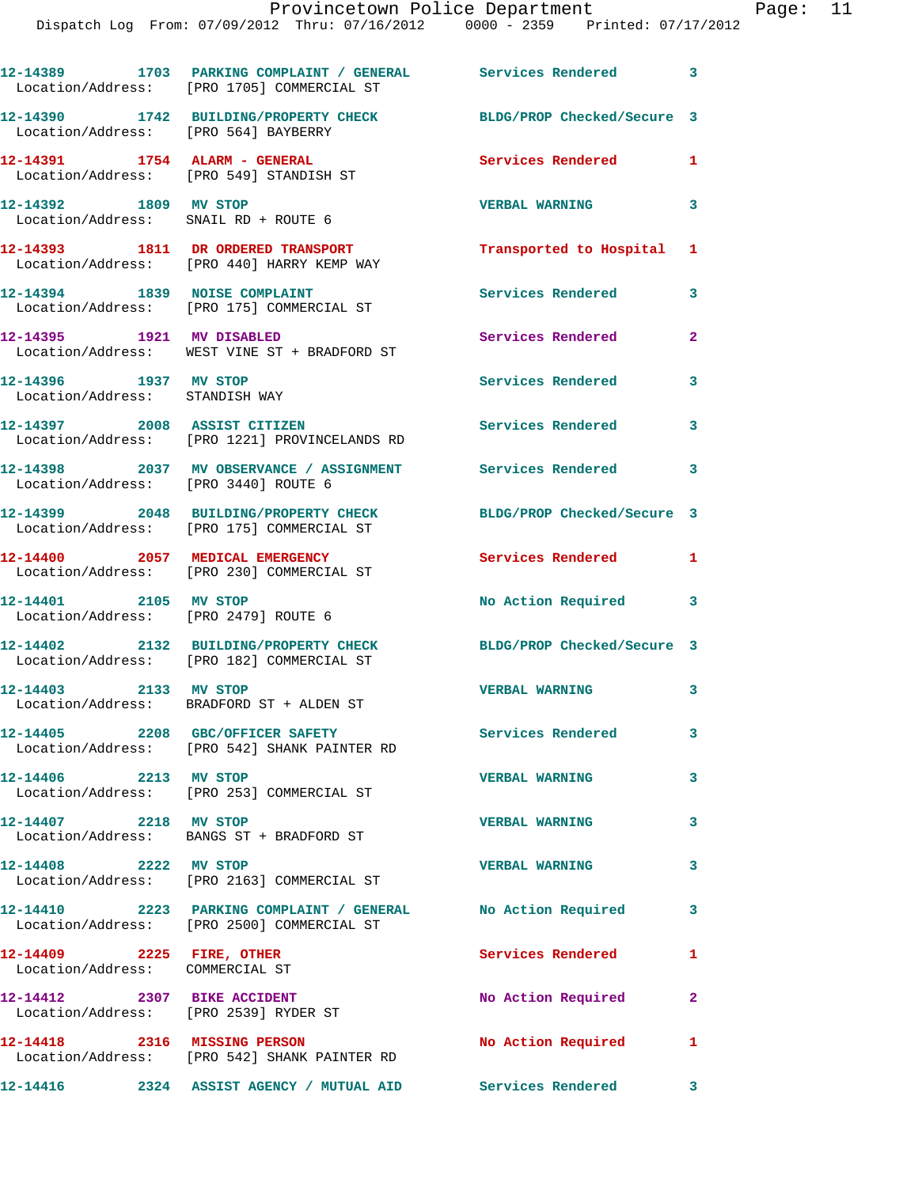| Call # | Time | Call Reason | Action | Priority |
|---|---|---|---|---|
| 12-14389 | 1703 | PARKING COMPLAINT / GENERAL | Services Rendered | 3 |
| Location/Address: | | [PRO 1705] COMMERCIAL ST | | |
| 12-14390 | 1742 | BUILDING/PROPERTY CHECK | BLDG/PROP Checked/Secure | 3 |
| Location/Address: | | [PRO 564] BAYBERRY | | |
| 12-14391 | 1754 | ALARM - GENERAL | Services Rendered | 1 |
| Location/Address: | | [PRO 549] STANDISH ST | | |
| 12-14392 | 1809 | MV STOP | VERBAL WARNING | 3 |
| Location/Address: | | SNAIL RD + ROUTE 6 | | |
| 12-14393 | 1811 | DR ORDERED TRANSPORT | Transported to Hospital | 1 |
| Location/Address: | | [PRO 440] HARRY KEMP WAY | | |
| 12-14394 | 1839 | NOISE COMPLAINT | Services Rendered | 3 |
| Location/Address: | | [PRO 175] COMMERCIAL ST | | |
| 12-14395 | 1921 | MV DISABLED | Services Rendered | 2 |
| Location/Address: | | WEST VINE ST + BRADFORD ST | | |
| 12-14396 | 1937 | MV STOP | Services Rendered | 3 |
| Location/Address: | | STANDISH WAY | | |
| 12-14397 | 2008 | ASSIST CITIZEN | Services Rendered | 3 |
| Location/Address: | | [PRO 1221] PROVINCELANDS RD | | |
| 12-14398 | 2037 | MV OBSERVANCE / ASSIGNMENT | Services Rendered | 3 |
| Location/Address: | | [PRO 3440] ROUTE 6 | | |
| 12-14399 | 2048 | BUILDING/PROPERTY CHECK | BLDG/PROP Checked/Secure | 3 |
| Location/Address: | | [PRO 175] COMMERCIAL ST | | |
| 12-14400 | 2057 | MEDICAL EMERGENCY | Services Rendered | 1 |
| Location/Address: | | [PRO 230] COMMERCIAL ST | | |
| 12-14401 | 2105 | MV STOP | No Action Required | 3 |
| Location/Address: | | [PRO 2479] ROUTE 6 | | |
| 12-14402 | 2132 | BUILDING/PROPERTY CHECK | BLDG/PROP Checked/Secure | 3 |
| Location/Address: | | [PRO 182] COMMERCIAL ST | | |
| 12-14403 | 2133 | MV STOP | VERBAL WARNING | 3 |
| Location/Address: | | BRADFORD ST + ALDEN ST | | |
| 12-14405 | 2208 | GBC/OFFICER SAFETY | Services Rendered | 3 |
| Location/Address: | | [PRO 542] SHANK PAINTER RD | | |
| 12-14406 | 2213 | MV STOP | VERBAL WARNING | 3 |
| Location/Address: | | [PRO 253] COMMERCIAL ST | | |
| 12-14407 | 2218 | MV STOP | VERBAL WARNING | 3 |
| Location/Address: | | BANGS ST + BRADFORD ST | | |
| 12-14408 | 2222 | MV STOP | VERBAL WARNING | 3 |
| Location/Address: | | [PRO 2163] COMMERCIAL ST | | |
| 12-14410 | 2223 | PARKING COMPLAINT / GENERAL | No Action Required | 3 |
| Location/Address: | | [PRO 2500] COMMERCIAL ST | | |
| 12-14409 | 2225 | FIRE, OTHER | Services Rendered | 1 |
| Location/Address: | | COMMERCIAL ST | | |
| 12-14412 | 2307 | BIKE ACCIDENT | No Action Required | 2 |
| Location/Address: | | [PRO 2539] RYDER ST | | |
| 12-14418 | 2316 | MISSING PERSON | No Action Required | 1 |
| Location/Address: | | [PRO 542] SHANK PAINTER RD | | |
| 12-14416 | 2324 | ASSIST AGENCY / MUTUAL AID | Services Rendered | 3 |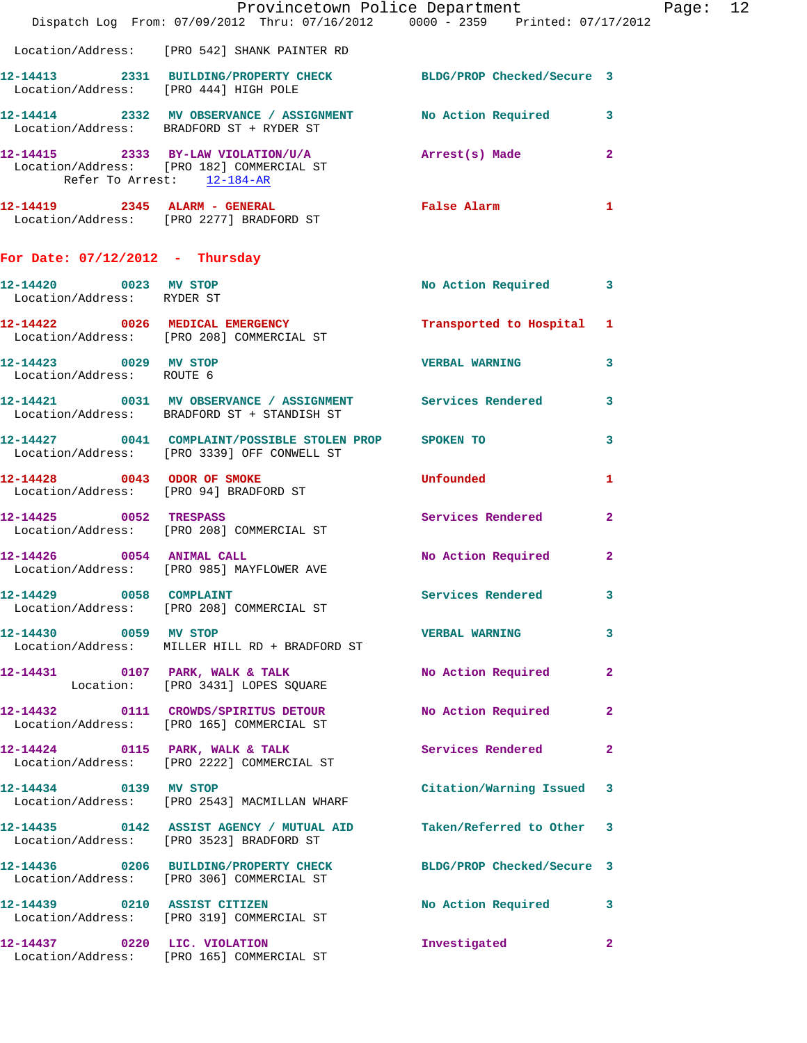Location/Address: [PRO 542] SHANK PAINTER RD

12-14413 2331 BUILDING/PROPERTY CHECK BLDG/PROP Checked/Secure 3
Location/Address: [PRO 444] HIGH POLE

12-14414 2332 MV OBSERVANCE / ASSIGNMENT No Action Required 3
Location/Address: BRADFORD ST + RYDER ST

12-14415 2333 BY-LAW VIOLATION/U/A Arrest(s) Made 2
Location/Address: [PRO 182] COMMERCIAL ST
Refer To Arrest: 12-184-AR

12-14419 2345 ALARM - GENERAL False Alarm 1
Location/Address: [PRO 2277] BRADFORD ST

## For Date: 07/12/2012 - Thursday

12-14420 0023 MV STOP No Action Required 3
Location/Address: RYDER ST

12-14422 0026 MEDICAL EMERGENCY Transported to Hospital 1
Location/Address: [PRO 208] COMMERCIAL ST

12-14423 0029 MV STOP VERBAL WARNING 3
Location/Address: ROUTE 6

12-14421 0031 MV OBSERVANCE / ASSIGNMENT Services Rendered 3
Location/Address: BRADFORD ST + STANDISH ST

12-14427 0041 COMPLAINT/POSSIBLE STOLEN PROP SPOKEN TO 3
Location/Address: [PRO 3339] OFF CONWELL ST

12-14428 0043 ODOR OF SMOKE Unfounded 1
Location/Address: [PRO 94] BRADFORD ST

12-14425 0052 TRESPASS Services Rendered 2
Location/Address: [PRO 208] COMMERCIAL ST

12-14426 0054 ANIMAL CALL No Action Required 2
Location/Address: [PRO 985] MAYFLOWER AVE

12-14429 0058 COMPLAINT Services Rendered 3
Location/Address: [PRO 208] COMMERCIAL ST

12-14430 0059 MV STOP VERBAL WARNING 3
Location/Address: MILLER HILL RD + BRADFORD ST

12-14431 0107 PARK, WALK & TALK No Action Required 2
Location: [PRO 3431] LOPES SQUARE

12-14432 0111 CROWDS/SPIRITUS DETOUR No Action Required 2
Location/Address: [PRO 165] COMMERCIAL ST

12-14424 0115 PARK, WALK & TALK Services Rendered 2
Location/Address: [PRO 2222] COMMERCIAL ST

12-14434 0139 MV STOP Citation/Warning Issued 3
Location/Address: [PRO 2543] MACMILLAN WHARF

12-14435 0142 ASSIST AGENCY / MUTUAL AID Taken/Referred to Other 3
Location/Address: [PRO 3523] BRADFORD ST

12-14436 0206 BUILDING/PROPERTY CHECK BLDG/PROP Checked/Secure 3
Location/Address: [PRO 306] COMMERCIAL ST

12-14439 0210 ASSIST CITIZEN No Action Required 3
Location/Address: [PRO 319] COMMERCIAL ST

12-14437 0220 LIC. VIOLATION Investigated 2
Location/Address: [PRO 165] COMMERCIAL ST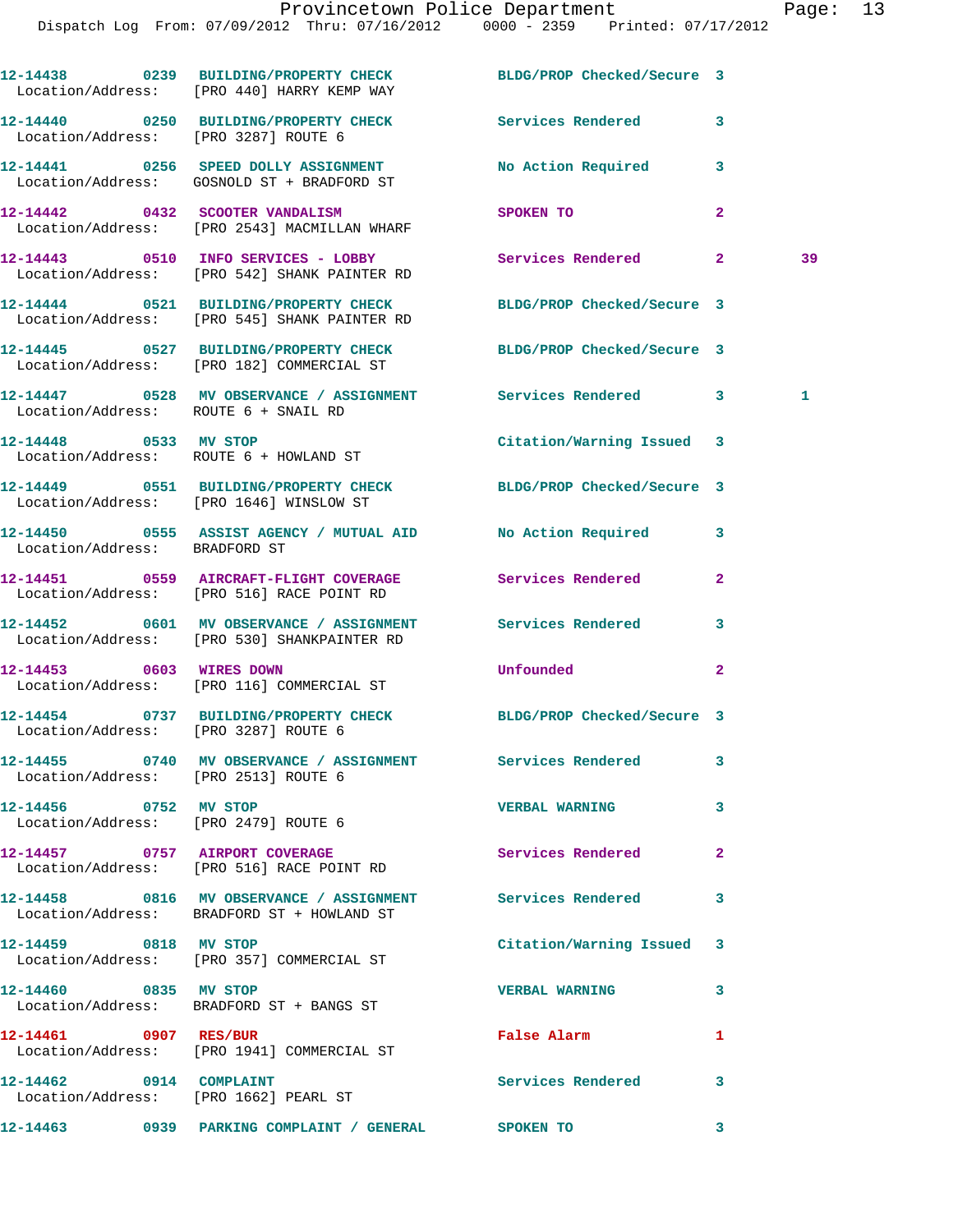12-14438 0239 BUILDING/PROPERTY CHECK BLDG/PROP Checked/Secure 3
Location/Address: [PRO 440] HARRY KEMP WAY

12-14440 0250 BUILDING/PROPERTY CHECK Services Rendered 3
Location/Address: [PRO 3287] ROUTE 6

12-14441 0256 SPEED DOLLY ASSIGNMENT No Action Required 3
Location/Address: GOSNOLD ST + BRADFORD ST

12-14442 0432 SCOOTER VANDALISM SPOKEN TO 2
Location/Address: [PRO 2543] MACMILLAN WHARF

12-14443 0510 INFO SERVICES - LOBBY Services Rendered 2 39
Location/Address: [PRO 542] SHANK PAINTER RD

12-14444 0521 BUILDING/PROPERTY CHECK BLDG/PROP Checked/Secure 3
Location/Address: [PRO 545] SHANK PAINTER RD

12-14445 0527 BUILDING/PROPERTY CHECK BLDG/PROP Checked/Secure 3
Location/Address: [PRO 182] COMMERCIAL ST

12-14447 0528 MV OBSERVANCE / ASSIGNMENT Services Rendered 3 1
Location/Address: ROUTE 6 + SNAIL RD

12-14448 0533 MV STOP Citation/Warning Issued 3
Location/Address: ROUTE 6 + HOWLAND ST

12-14449 0551 BUILDING/PROPERTY CHECK BLDG/PROP Checked/Secure 3
Location/Address: [PRO 1646] WINSLOW ST

12-14450 0555 ASSIST AGENCY / MUTUAL AID No Action Required 3
Location/Address: BRADFORD ST

12-14451 0559 AIRCRAFT-FLIGHT COVERAGE Services Rendered 2
Location/Address: [PRO 516] RACE POINT RD

12-14452 0601 MV OBSERVANCE / ASSIGNMENT Services Rendered 3
Location/Address: [PRO 530] SHANKPAINTER RD

12-14453 0603 WIRES DOWN Unfounded 2
Location/Address: [PRO 116] COMMERCIAL ST

12-14454 0737 BUILDING/PROPERTY CHECK BLDG/PROP Checked/Secure 3
Location/Address: [PRO 3287] ROUTE 6

12-14455 0740 MV OBSERVANCE / ASSIGNMENT Services Rendered 3
Location/Address: [PRO 2513] ROUTE 6

12-14456 0752 MV STOP VERBAL WARNING 3
Location/Address: [PRO 2479] ROUTE 6

12-14457 0757 AIRPORT COVERAGE Services Rendered 2
Location/Address: [PRO 516] RACE POINT RD

12-14458 0816 MV OBSERVANCE / ASSIGNMENT Services Rendered 3
Location/Address: BRADFORD ST + HOWLAND ST

12-14459 0818 MV STOP Citation/Warning Issued 3
Location/Address: [PRO 357] COMMERCIAL ST

12-14460 0835 MV STOP VERBAL WARNING 3
Location/Address: BRADFORD ST + BANGS ST

12-14461 0907 RES/BUR False Alarm 1
Location/Address: [PRO 1941] COMMERCIAL ST

12-14462 0914 COMPLAINT Services Rendered 3
Location/Address: [PRO 1662] PEARL ST

12-14463 0939 PARKING COMPLAINT / GENERAL SPOKEN TO 3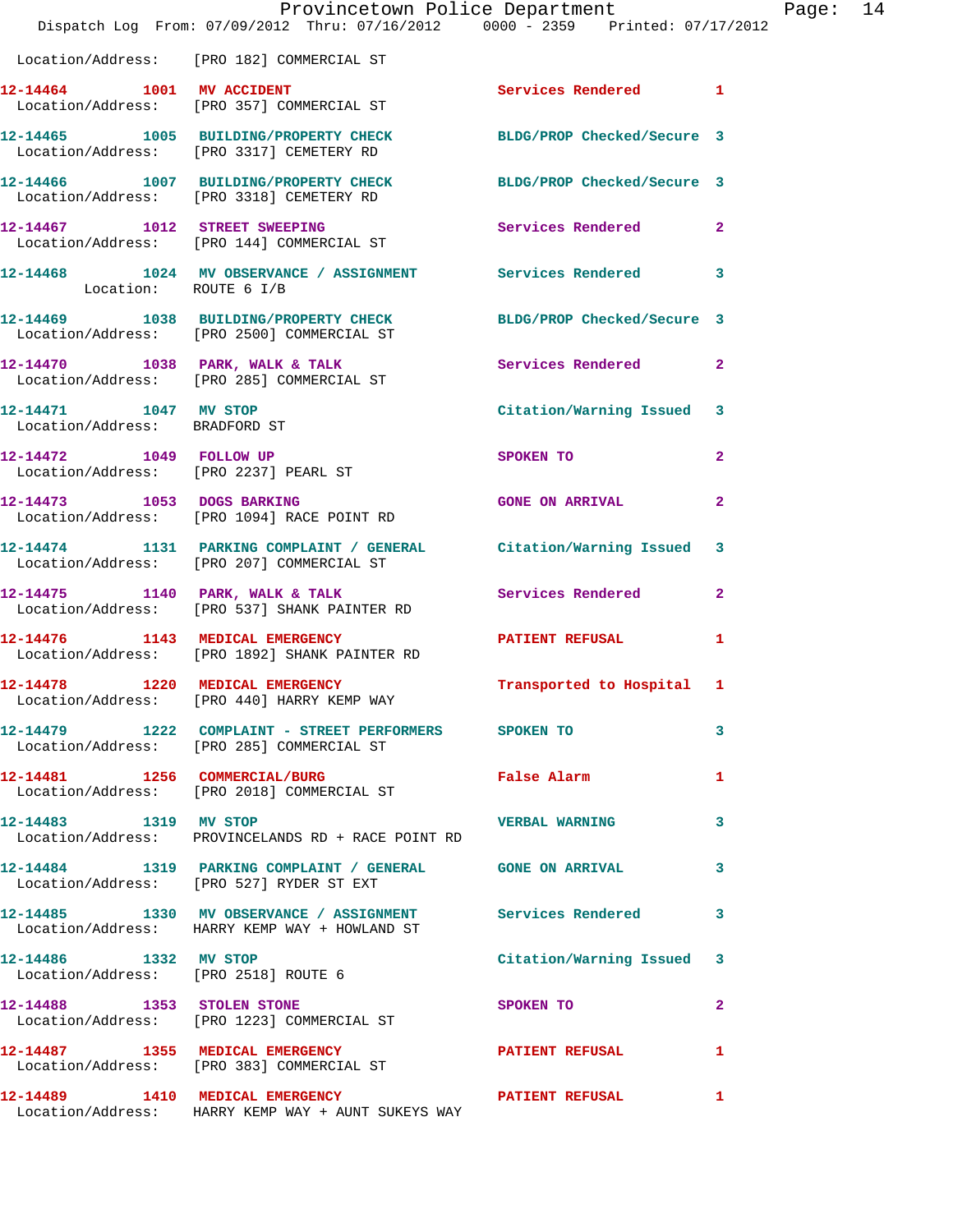Location/Address: [PRO 182] COMMERCIAL ST

| Call # | Time | Call Type | Disposition | Priority |
|---|---|---|---|---|
| 12-14464 | 1001 | MV ACCIDENT | Services Rendered | 1 |
| | | Location/Address: [PRO 357] COMMERCIAL ST | | |
| 12-14465 | 1005 | BUILDING/PROPERTY CHECK | BLDG/PROP Checked/Secure | 3 |
| | | Location/Address: [PRO 3317] CEMETERY RD | | |
| 12-14466 | 1007 | BUILDING/PROPERTY CHECK | BLDG/PROP Checked/Secure | 3 |
| | | Location/Address: [PRO 3318] CEMETERY RD | | |
| 12-14467 | 1012 | STREET SWEEPING | Services Rendered | 2 |
| | | Location/Address: [PRO 144] COMMERCIAL ST | | |
| 12-14468 | 1024 | MV OBSERVANCE / ASSIGNMENT | Services Rendered | 3 |
| | | Location: ROUTE 6 I/B | | |
| 12-14469 | 1038 | BUILDING/PROPERTY CHECK | BLDG/PROP Checked/Secure | 3 |
| | | Location/Address: [PRO 2500] COMMERCIAL ST | | |
| 12-14470 | 1038 | PARK, WALK & TALK | Services Rendered | 2 |
| | | Location/Address: [PRO 285] COMMERCIAL ST | | |
| 12-14471 | 1047 | MV STOP | Citation/Warning Issued | 3 |
| | | Location/Address: BRADFORD ST | | |
| 12-14472 | 1049 | FOLLOW UP | SPOKEN TO | 2 |
| | | Location/Address: [PRO 2237] PEARL ST | | |
| 12-14473 | 1053 | DOGS BARKING | GONE ON ARRIVAL | 2 |
| | | Location/Address: [PRO 1094] RACE POINT RD | | |
| 12-14474 | 1131 | PARKING COMPLAINT / GENERAL | Citation/Warning Issued | 3 |
| | | Location/Address: [PRO 207] COMMERCIAL ST | | |
| 12-14475 | 1140 | PARK, WALK & TALK | Services Rendered | 2 |
| | | Location/Address: [PRO 537] SHANK PAINTER RD | | |
| 12-14476 | 1143 | MEDICAL EMERGENCY | PATIENT REFUSAL | 1 |
| | | Location/Address: [PRO 1892] SHANK PAINTER RD | | |
| 12-14478 | 1220 | MEDICAL EMERGENCY | Transported to Hospital | 1 |
| | | Location/Address: [PRO 440] HARRY KEMP WAY | | |
| 12-14479 | 1222 | COMPLAINT - STREET PERFORMERS | SPOKEN TO | 3 |
| | | Location/Address: [PRO 285] COMMERCIAL ST | | |
| 12-14481 | 1256 | COMMERCIAL/BURG | False Alarm | 1 |
| | | Location/Address: [PRO 2018] COMMERCIAL ST | | |
| 12-14483 | 1319 | MV STOP | VERBAL WARNING | 3 |
| | | Location/Address: PROVINCELANDS RD + RACE POINT RD | | |
| 12-14484 | 1319 | PARKING COMPLAINT / GENERAL | GONE ON ARRIVAL | 3 |
| | | Location/Address: [PRO 527] RYDER ST EXT | | |
| 12-14485 | 1330 | MV OBSERVANCE / ASSIGNMENT | Services Rendered | 3 |
| | | Location/Address: HARRY KEMP WAY + HOWLAND ST | | |
| 12-14486 | 1332 | MV STOP | Citation/Warning Issued | 3 |
| | | Location/Address: [PRO 2518] ROUTE 6 | | |
| 12-14488 | 1353 | STOLEN STONE | SPOKEN TO | 2 |
| | | Location/Address: [PRO 1223] COMMERCIAL ST | | |
| 12-14487 | 1355 | MEDICAL EMERGENCY | PATIENT REFUSAL | 1 |
| | | Location/Address: [PRO 383] COMMERCIAL ST | | |
| 12-14489 | 1410 | MEDICAL EMERGENCY | PATIENT REFUSAL | 1 |
| | | Location/Address: HARRY KEMP WAY + AUNT SUKEYS WAY | | |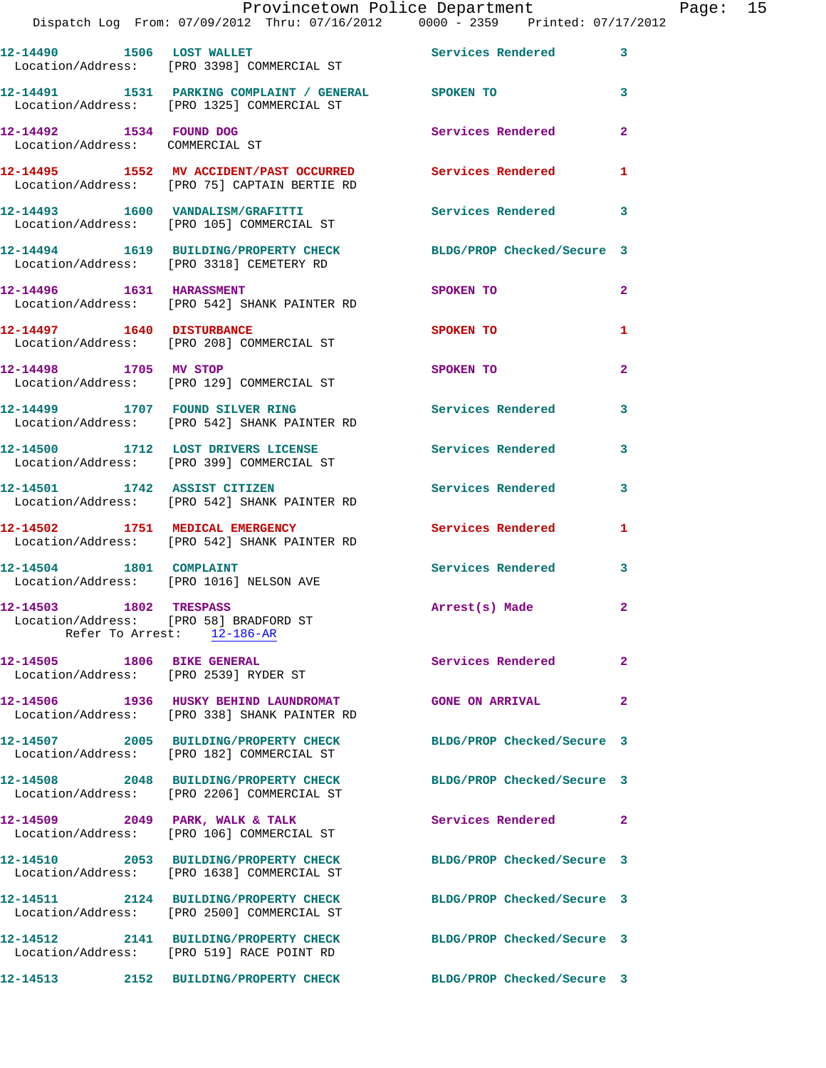12-14490 1506 LOST WALLET Services Rendered 3
Location/Address: [PRO 3398] COMMERCIAL ST

12-14491 1531 PARKING COMPLAINT / GENERAL SPOKEN TO 3
Location/Address: [PRO 1325] COMMERCIAL ST

12-14492 1534 FOUND DOG Services Rendered 2
Location/Address: COMMERCIAL ST

12-14495 1552 MV ACCIDENT/PAST OCCURRED Services Rendered 1
Location/Address: [PRO 75] CAPTAIN BERTIE RD

12-14493 1600 VANDALISM/GRAFITTI Services Rendered 3
Location/Address: [PRO 105] COMMERCIAL ST

12-14494 1619 BUILDING/PROPERTY CHECK BLDG/PROP Checked/Secure 3
Location/Address: [PRO 3318] CEMETERY RD

12-14496 1631 HARASSMENT SPOKEN TO 2
Location/Address: [PRO 542] SHANK PAINTER RD

12-14497 1640 DISTURBANCE SPOKEN TO 1
Location/Address: [PRO 208] COMMERCIAL ST

12-14498 1705 MV STOP SPOKEN TO 2
Location/Address: [PRO 129] COMMERCIAL ST

12-14499 1707 FOUND SILVER RING Services Rendered 3
Location/Address: [PRO 542] SHANK PAINTER RD

12-14500 1712 LOST DRIVERS LICENSE Services Rendered 3
Location/Address: [PRO 399] COMMERCIAL ST

12-14501 1742 ASSIST CITIZEN Services Rendered 3
Location/Address: [PRO 542] SHANK PAINTER RD

12-14502 1751 MEDICAL EMERGENCY Services Rendered 1
Location/Address: [PRO 542] SHANK PAINTER RD

12-14504 1801 COMPLAINT Services Rendered 3
Location/Address: [PRO 1016] NELSON AVE

12-14503 1802 TRESPASS Arrest(s) Made 2
Location/Address: [PRO 58] BRADFORD ST
Refer To Arrest: 12-186-AR

12-14505 1806 BIKE GENERAL Services Rendered 2
Location/Address: [PRO 2539] RYDER ST

12-14506 1936 HUSKY BEHIND LAUNDROMAT GONE ON ARRIVAL 2
Location/Address: [PRO 338] SHANK PAINTER RD

12-14507 2005 BUILDING/PROPERTY CHECK BLDG/PROP Checked/Secure 3
Location/Address: [PRO 182] COMMERCIAL ST

12-14508 2048 BUILDING/PROPERTY CHECK BLDG/PROP Checked/Secure 3
Location/Address: [PRO 2206] COMMERCIAL ST

12-14509 2049 PARK, WALK & TALK Services Rendered 2
Location/Address: [PRO 106] COMMERCIAL ST

12-14510 2053 BUILDING/PROPERTY CHECK BLDG/PROP Checked/Secure 3
Location/Address: [PRO 1638] COMMERCIAL ST

12-14511 2124 BUILDING/PROPERTY CHECK BLDG/PROP Checked/Secure 3
Location/Address: [PRO 2500] COMMERCIAL ST

12-14512 2141 BUILDING/PROPERTY CHECK BLDG/PROP Checked/Secure 3
Location/Address: [PRO 519] RACE POINT RD

12-14513 2152 BUILDING/PROPERTY CHECK BLDG/PROP Checked/Secure 3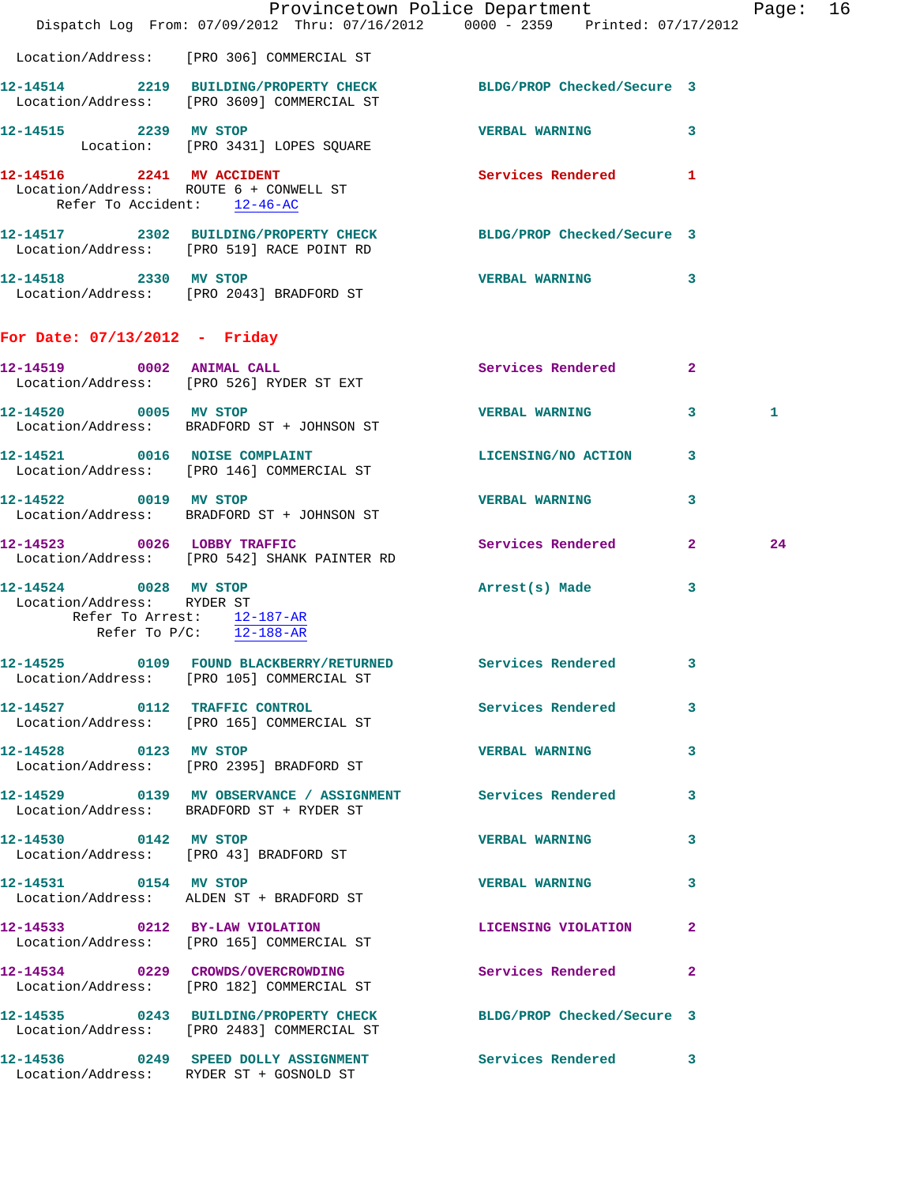Location/Address: [PRO 306] COMMERCIAL ST

**12-14514 2219 BUILDING/PROPERTY CHECK** BLDG/PROP Checked/Secure 3
Location/Address: [PRO 3609] COMMERCIAL ST

**12-14515 2239 MV STOP** VERBAL WARNING 3
Location: [PRO 3431] LOPES SQUARE

**12-14516 2241 MV ACCIDENT** Services Rendered 1
Location/Address: ROUTE 6 + CONWELL ST
Refer To Accident: 12-46-AC

**12-14517 2302 BUILDING/PROPERTY CHECK** BLDG/PROP Checked/Secure 3
Location/Address: [PRO 519] RACE POINT RD

**12-14518 2330 MV STOP** VERBAL WARNING 3
Location/Address: [PRO 2043] BRADFORD ST

## For Date: 07/13/2012 - Friday

**12-14519 0002 ANIMAL CALL** Services Rendered 2
Location/Address: [PRO 526] RYDER ST EXT

**12-14520 0005 MV STOP** VERBAL WARNING 3 1
Location/Address: BRADFORD ST + JOHNSON ST

**12-14521 0016 NOISE COMPLAINT** LICENSING/NO ACTION 3
Location/Address: [PRO 146] COMMERCIAL ST

**12-14522 0019 MV STOP** VERBAL WARNING 3
Location/Address: BRADFORD ST + JOHNSON ST

**12-14523 0026 LOBBY TRAFFIC** Services Rendered 2 24
Location/Address: [PRO 542] SHANK PAINTER RD

**12-14524 0028 MV STOP** Arrest(s) Made 3
Location/Address: RYDER ST
Refer To Arrest: 12-187-AR
Refer To P/C: 12-188-AR

**12-14525 0109 FOUND BLACKBERRY/RETURNED** Services Rendered 3
Location/Address: [PRO 105] COMMERCIAL ST

**12-14527 0112 TRAFFIC CONTROL** Services Rendered 3
Location/Address: [PRO 165] COMMERCIAL ST

**12-14528 0123 MV STOP** VERBAL WARNING 3
Location/Address: [PRO 2395] BRADFORD ST

**12-14529 0139 MV OBSERVANCE / ASSIGNMENT** Services Rendered 3
Location/Address: BRADFORD ST + RYDER ST

**12-14530 0142 MV STOP** VERBAL WARNING 3
Location/Address: [PRO 43] BRADFORD ST

**12-14531 0154 MV STOP** VERBAL WARNING 3
Location/Address: ALDEN ST + BRADFORD ST

**12-14533 0212 BY-LAW VIOLATION** LICENSING VIOLATION 2
Location/Address: [PRO 165] COMMERCIAL ST

**12-14534 0229 CROWDS/OVERCROWDING** Services Rendered 2
Location/Address: [PRO 182] COMMERCIAL ST

**12-14535 0243 BUILDING/PROPERTY CHECK** BLDG/PROP Checked/Secure 3
Location/Address: [PRO 2483] COMMERCIAL ST

**12-14536 0249 SPEED DOLLY ASSIGNMENT** Services Rendered 3
Location/Address: RYDER ST + GOSNOLD ST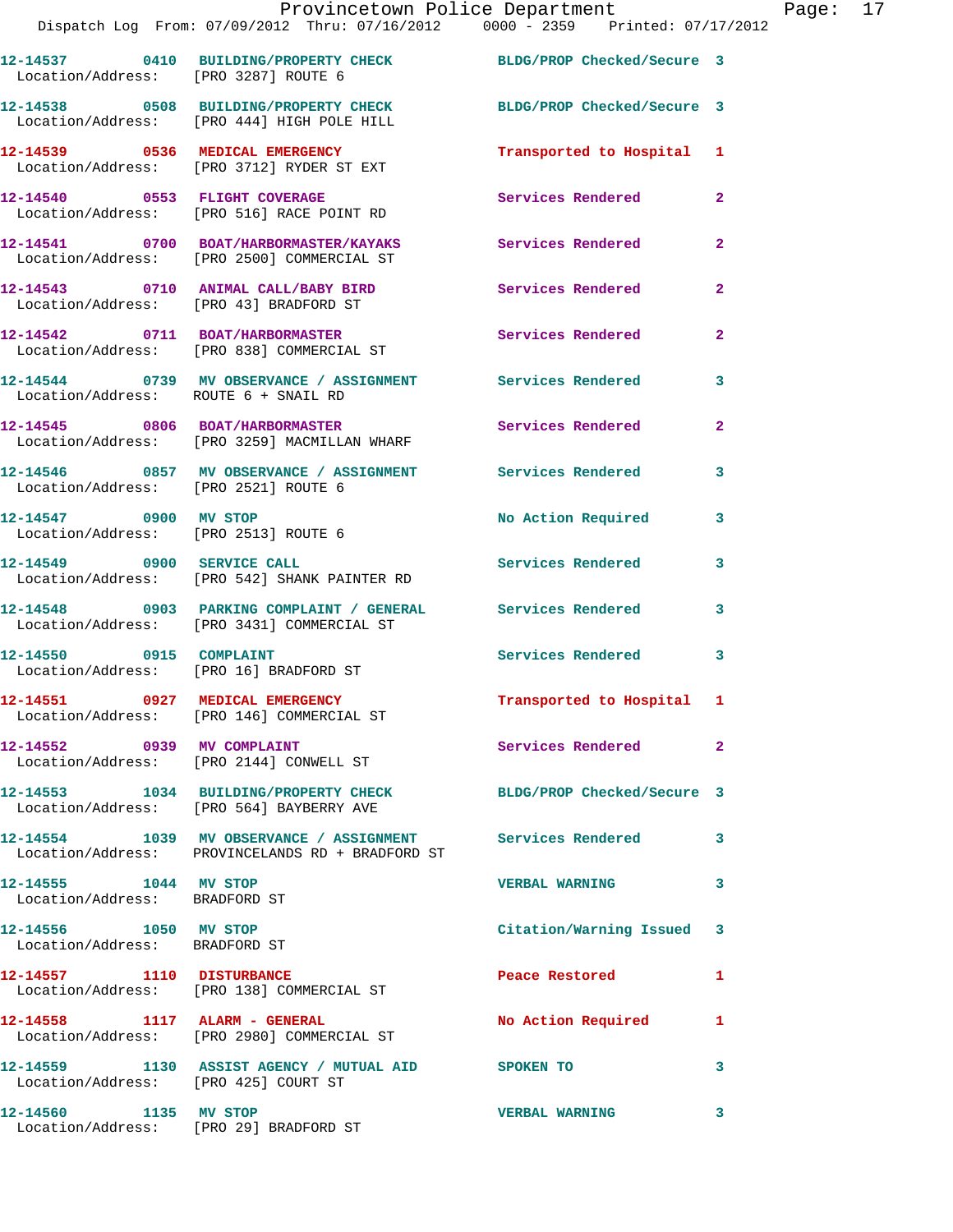12-14537 0410 BUILDING/PROPERTY CHECK BLDG/PROP Checked/Secure 3
Location/Address: [PRO 3287] ROUTE 6

12-14538 0508 BUILDING/PROPERTY CHECK BLDG/PROP Checked/Secure 3
Location/Address: [PRO 444] HIGH POLE HILL

12-14539 0536 MEDICAL EMERGENCY Transported to Hospital 1
Location/Address: [PRO 3712] RYDER ST EXT

12-14540 0553 FLIGHT COVERAGE Services Rendered 2
Location/Address: [PRO 516] RACE POINT RD

12-14541 0700 BOAT/HARBORMASTER/KAYAKS Services Rendered 2
Location/Address: [PRO 2500] COMMERCIAL ST

12-14543 0710 ANIMAL CALL/BABY BIRD Services Rendered 2
Location/Address: [PRO 43] BRADFORD ST

12-14542 0711 BOAT/HARBORMASTER Services Rendered 2
Location/Address: [PRO 838] COMMERCIAL ST

12-14544 0739 MV OBSERVANCE / ASSIGNMENT Services Rendered 3
Location/Address: ROUTE 6 + SNAIL RD

12-14545 0806 BOAT/HARBORMASTER Services Rendered 2
Location/Address: [PRO 3259] MACMILLAN WHARF

12-14546 0857 MV OBSERVANCE / ASSIGNMENT Services Rendered 3
Location/Address: [PRO 2521] ROUTE 6

12-14547 0900 MV STOP No Action Required 3
Location/Address: [PRO 2513] ROUTE 6

12-14549 0900 SERVICE CALL Services Rendered 3
Location/Address: [PRO 542] SHANK PAINTER RD

12-14548 0903 PARKING COMPLAINT / GENERAL Services Rendered 3
Location/Address: [PRO 3431] COMMERCIAL ST

12-14550 0915 COMPLAINT Services Rendered 3
Location/Address: [PRO 16] BRADFORD ST

12-14551 0927 MEDICAL EMERGENCY Transported to Hospital 1
Location/Address: [PRO 146] COMMERCIAL ST

12-14552 0939 MV COMPLAINT Services Rendered 2
Location/Address: [PRO 2144] CONWELL ST

12-14553 1034 BUILDING/PROPERTY CHECK BLDG/PROP Checked/Secure 3
Location/Address: [PRO 564] BAYBERRY AVE

12-14554 1039 MV OBSERVANCE / ASSIGNMENT Services Rendered 3
Location/Address: PROVINCELANDS RD + BRADFORD ST

12-14555 1044 MV STOP VERBAL WARNING 3
Location/Address: BRADFORD ST

12-14556 1050 MV STOP Citation/Warning Issued 3
Location/Address: BRADFORD ST

12-14557 1110 DISTURBANCE Peace Restored 1
Location/Address: [PRO 138] COMMERCIAL ST

12-14558 1117 ALARM - GENERAL No Action Required 1
Location/Address: [PRO 2980] COMMERCIAL ST

12-14559 1130 ASSIST AGENCY / MUTUAL AID SPOKEN TO 3
Location/Address: [PRO 425] COURT ST

12-14560 1135 MV STOP VERBAL WARNING 3
Location/Address: [PRO 29] BRADFORD ST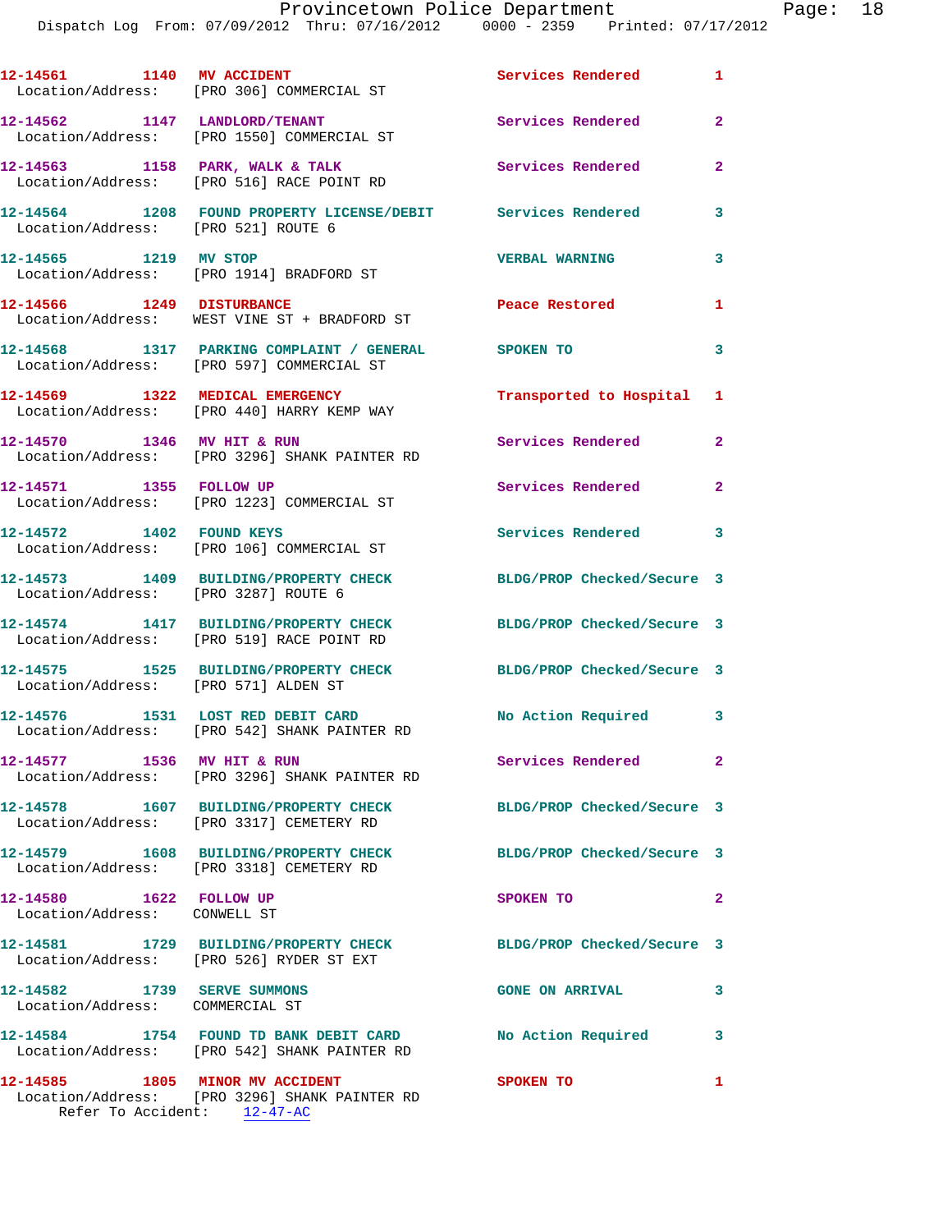12-14561 1140 MV ACCIDENT Services Rendered 1
Location/Address: [PRO 306] COMMERCIAL ST

12-14562 1147 LANDLORD/TENANT Services Rendered 2
Location/Address: [PRO 1550] COMMERCIAL ST

12-14563 1158 PARK, WALK & TALK Services Rendered 2
Location/Address: [PRO 516] RACE POINT RD

12-14564 1208 FOUND PROPERTY LICENSE/DEBIT Services Rendered 3
Location/Address: [PRO 521] ROUTE 6

12-14565 1219 MV STOP VERBAL WARNING 3
Location/Address: [PRO 1914] BRADFORD ST

12-14566 1249 DISTURBANCE Peace Restored 1
Location/Address: WEST VINE ST + BRADFORD ST

12-14568 1317 PARKING COMPLAINT / GENERAL SPOKEN TO 3
Location/Address: [PRO 597] COMMERCIAL ST

12-14569 1322 MEDICAL EMERGENCY Transported to Hospital 1
Location/Address: [PRO 440] HARRY KEMP WAY

12-14570 1346 MV HIT & RUN Services Rendered 2
Location/Address: [PRO 3296] SHANK PAINTER RD

12-14571 1355 FOLLOW UP Services Rendered 2
Location/Address: [PRO 1223] COMMERCIAL ST

12-14572 1402 FOUND KEYS Services Rendered 3
Location/Address: [PRO 106] COMMERCIAL ST

12-14573 1409 BUILDING/PROPERTY CHECK BLDG/PROP Checked/Secure 3
Location/Address: [PRO 3287] ROUTE 6

12-14574 1417 BUILDING/PROPERTY CHECK BLDG/PROP Checked/Secure 3
Location/Address: [PRO 519] RACE POINT RD

12-14575 1525 BUILDING/PROPERTY CHECK BLDG/PROP Checked/Secure 3
Location/Address: [PRO 571] ALDEN ST

12-14576 1531 LOST RED DEBIT CARD No Action Required 3
Location/Address: [PRO 542] SHANK PAINTER RD

12-14577 1536 MV HIT & RUN Services Rendered 2
Location/Address: [PRO 3296] SHANK PAINTER RD

12-14578 1607 BUILDING/PROPERTY CHECK BLDG/PROP Checked/Secure 3
Location/Address: [PRO 3317] CEMETERY RD

12-14579 1608 BUILDING/PROPERTY CHECK BLDG/PROP Checked/Secure 3
Location/Address: [PRO 3318] CEMETERY RD

12-14580 1622 FOLLOW UP SPOKEN TO 2
Location/Address: CONWELL ST

12-14581 1729 BUILDING/PROPERTY CHECK BLDG/PROP Checked/Secure 3
Location/Address: [PRO 526] RYDER ST EXT

12-14582 1739 SERVE SUMMONS GONE ON ARRIVAL 3
Location/Address: COMMERCIAL ST

12-14584 1754 FOUND TD BANK DEBIT CARD No Action Required 3
Location/Address: [PRO 542] SHANK PAINTER RD

12-14585 1805 MINOR MV ACCIDENT SPOKEN TO 1
Location/Address: [PRO 3296] SHANK PAINTER RD
Refer To Accident: 12-47-AC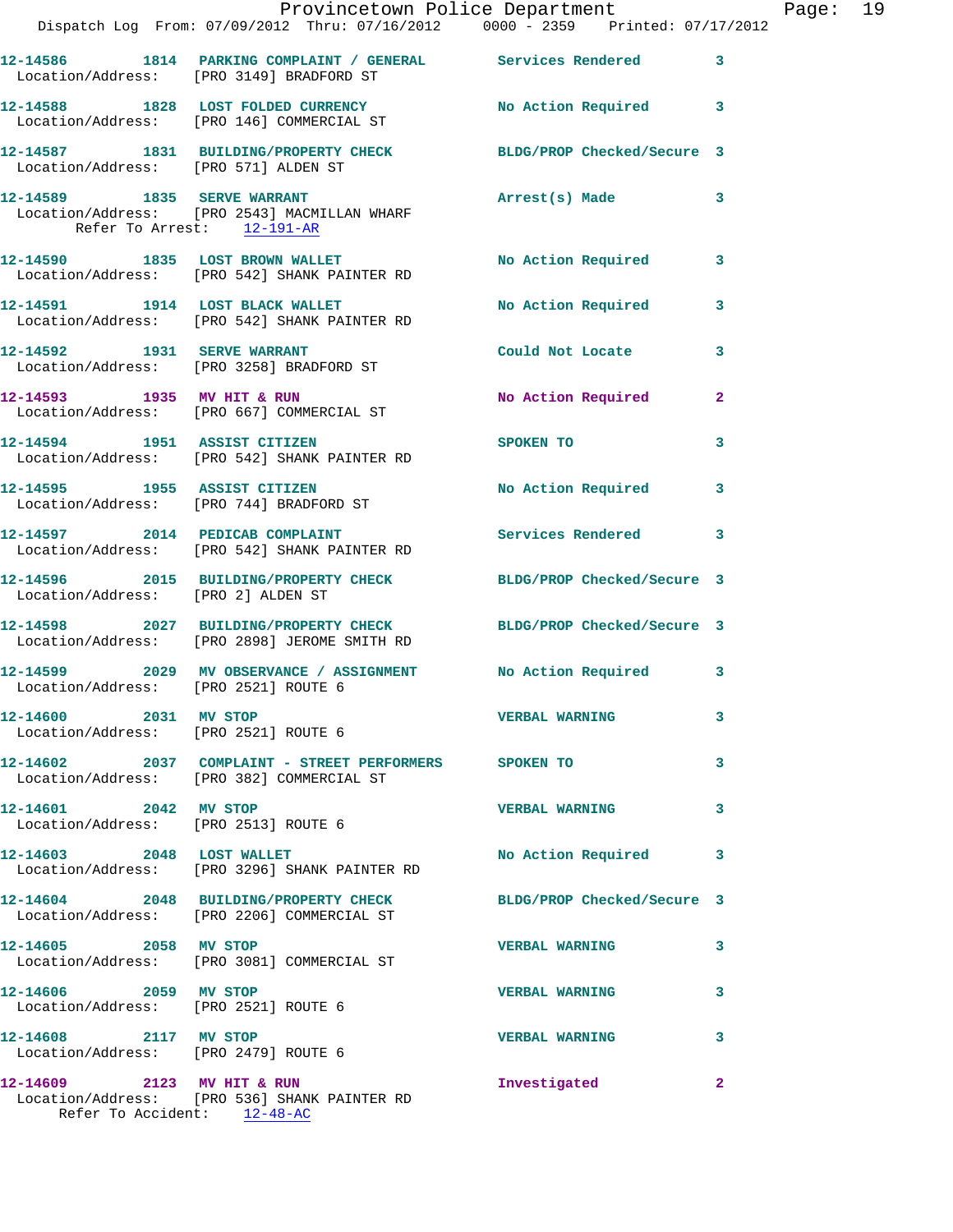12-14586 1814 PARKING COMPLAINT / GENERAL Services Rendered 3
Location/Address: [PRO 3149] BRADFORD ST

12-14588 1828 LOST FOLDED CURRENCY No Action Required 3
Location/Address: [PRO 146] COMMERCIAL ST

12-14587 1831 BUILDING/PROPERTY CHECK BLDG/PROP Checked/Secure 3
Location/Address: [PRO 571] ALDEN ST

12-14589 1835 SERVE WARRANT Arrest(s) Made 3
Location/Address: [PRO 2543] MACMILLAN WHARF
Refer To Arrest: 12-191-AR

12-14590 1835 LOST BROWN WALLET No Action Required 3
Location/Address: [PRO 542] SHANK PAINTER RD

12-14591 1914 LOST BLACK WALLET No Action Required 3
Location/Address: [PRO 542] SHANK PAINTER RD

12-14592 1931 SERVE WARRANT Could Not Locate 3
Location/Address: [PRO 3258] BRADFORD ST

12-14593 1935 MV HIT & RUN No Action Required 2
Location/Address: [PRO 667] COMMERCIAL ST

12-14594 1951 ASSIST CITIZEN SPOKEN TO 3
Location/Address: [PRO 542] SHANK PAINTER RD

12-14595 1955 ASSIST CITIZEN No Action Required 3
Location/Address: [PRO 744] BRADFORD ST

12-14597 2014 PEDICAB COMPLAINT Services Rendered 3
Location/Address: [PRO 542] SHANK PAINTER RD

12-14596 2015 BUILDING/PROPERTY CHECK BLDG/PROP Checked/Secure 3
Location/Address: [PRO 2] ALDEN ST

12-14598 2027 BUILDING/PROPERTY CHECK BLDG/PROP Checked/Secure 3
Location/Address: [PRO 2898] JEROME SMITH RD

12-14599 2029 MV OBSERVANCE / ASSIGNMENT No Action Required 3
Location/Address: [PRO 2521] ROUTE 6

12-14600 2031 MV STOP VERBAL WARNING 3
Location/Address: [PRO 2521] ROUTE 6

12-14602 2037 COMPLAINT - STREET PERFORMERS SPOKEN TO 3
Location/Address: [PRO 382] COMMERCIAL ST

12-14601 2042 MV STOP VERBAL WARNING 3
Location/Address: [PRO 2513] ROUTE 6

12-14603 2048 LOST WALLET No Action Required 3
Location/Address: [PRO 3296] SHANK PAINTER RD

12-14604 2048 BUILDING/PROPERTY CHECK BLDG/PROP Checked/Secure 3
Location/Address: [PRO 2206] COMMERCIAL ST

12-14605 2058 MV STOP VERBAL WARNING 3
Location/Address: [PRO 3081] COMMERCIAL ST

12-14606 2059 MV STOP VERBAL WARNING 3
Location/Address: [PRO 2521] ROUTE 6

12-14608 2117 MV STOP VERBAL WARNING 3
Location/Address: [PRO 2479] ROUTE 6

12-14609 2123 MV HIT & RUN Investigated 2
Location/Address: [PRO 536] SHANK PAINTER RD
Refer To Accident: 12-48-AC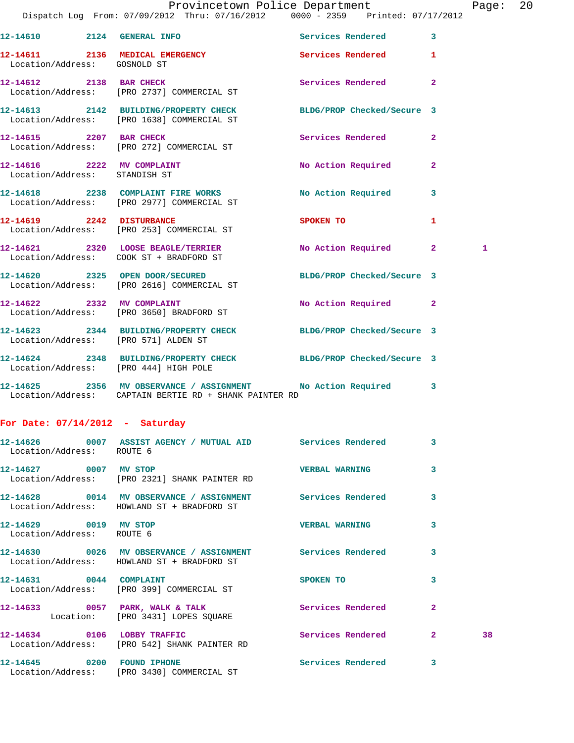12-14610 2124 GENERAL INFO Services Rendered 3

12-14611 2136 MEDICAL EMERGENCY Services Rendered 1
Location/Address: GOSNOLD ST

12-14612 2138 BAR CHECK Services Rendered 2
Location/Address: [PRO 2737] COMMERCIAL ST

12-14613 2142 BUILDING/PROPERTY CHECK BLDG/PROP Checked/Secure 3
Location/Address: [PRO 1638] COMMERCIAL ST

12-14615 2207 BAR CHECK Services Rendered 2
Location/Address: [PRO 272] COMMERCIAL ST

12-14616 2222 MV COMPLAINT No Action Required 2
Location/Address: STANDISH ST

12-14618 2238 COMPLAINT FIRE WORKS No Action Required 3
Location/Address: [PRO 2977] COMMERCIAL ST

12-14619 2242 DISTURBANCE SPOKEN TO 1
Location/Address: [PRO 253] COMMERCIAL ST

12-14621 2320 LOOSE BEAGLE/TERRIER No Action Required 2 1
Location/Address: COOK ST + BRADFORD ST

12-14620 2325 OPEN DOOR/SECURED BLDG/PROP Checked/Secure 3
Location/Address: [PRO 2616] COMMERCIAL ST

12-14622 2332 MV COMPLAINT No Action Required 2
Location/Address: [PRO 3650] BRADFORD ST

12-14623 2344 BUILDING/PROPERTY CHECK BLDG/PROP Checked/Secure 3
Location/Address: [PRO 571] ALDEN ST

12-14624 2348 BUILDING/PROPERTY CHECK BLDG/PROP Checked/Secure 3
Location/Address: [PRO 444] HIGH POLE

12-14625 2356 MV OBSERVANCE / ASSIGNMENT No Action Required 3
Location/Address: CAPTAIN BERTIE RD + SHANK PAINTER RD

**For Date: 07/14/2012 - Saturday**

12-14626 0007 ASSIST AGENCY / MUTUAL AID Services Rendered 3
Location/Address: ROUTE 6

12-14627 0007 MV STOP VERBAL WARNING 3
Location/Address: [PRO 2321] SHANK PAINTER RD

12-14628 0014 MV OBSERVANCE / ASSIGNMENT Services Rendered 3
Location/Address: HOWLAND ST + BRADFORD ST

12-14629 0019 MV STOP VERBAL WARNING 3
Location/Address: ROUTE 6

12-14630 0026 MV OBSERVANCE / ASSIGNMENT Services Rendered 3
Location/Address: HOWLAND ST + BRADFORD ST

12-14631 0044 COMPLAINT SPOKEN TO 3
Location/Address: [PRO 399] COMMERCIAL ST

12-14633 0057 PARK, WALK & TALK Services Rendered 2
Location: [PRO 3431] LOPES SQUARE

12-14634 0106 LOBBY TRAFFIC Services Rendered 2 38
Location/Address: [PRO 542] SHANK PAINTER RD

12-14645 0200 FOUND IPHONE Services Rendered 3
Location/Address: [PRO 3430] COMMERCIAL ST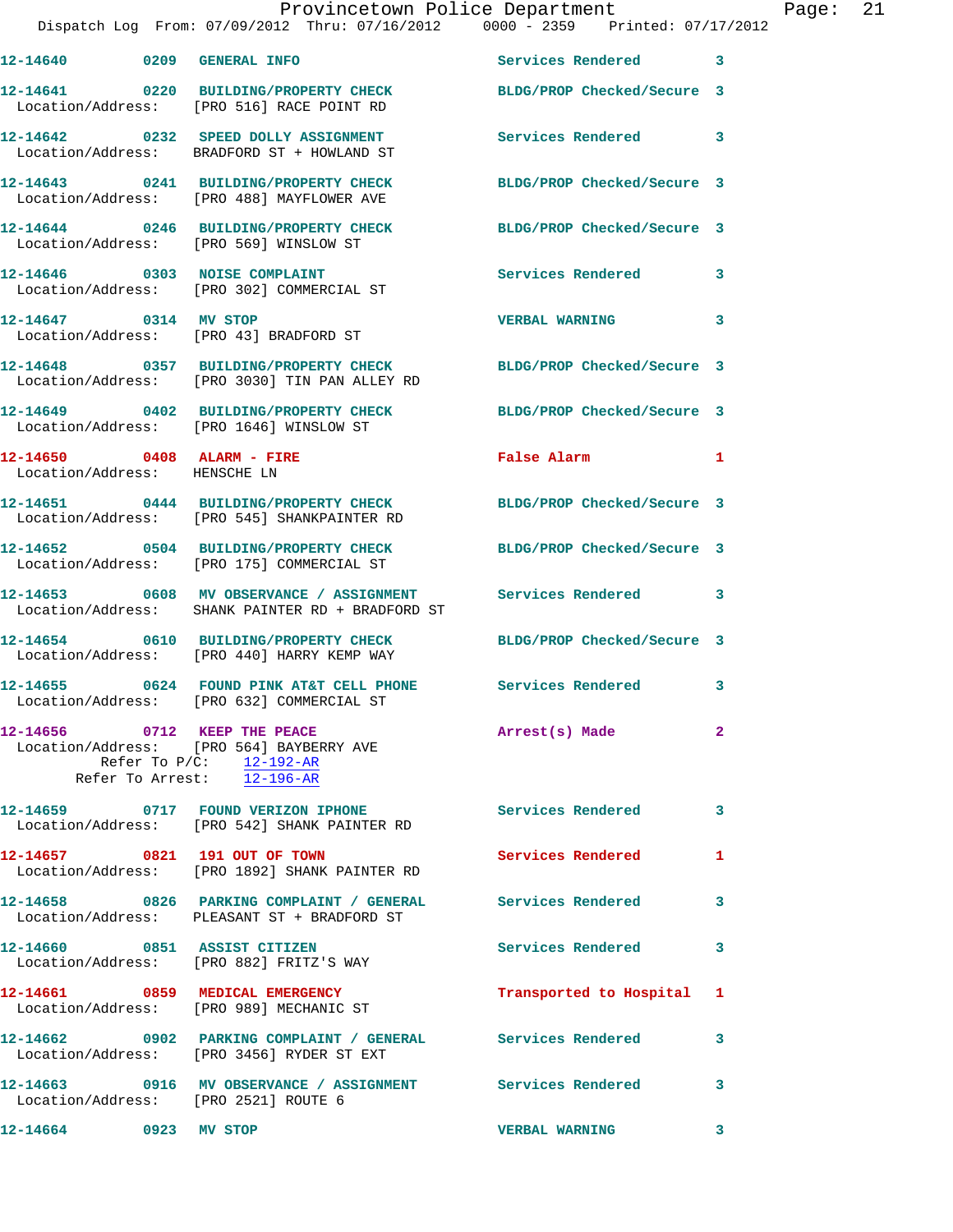12-14640 0209 GENERAL INFO Services Rendered 3

12-14641 0220 BUILDING/PROPERTY CHECK BLDG/PROP Checked/Secure 3
Location/Address: [PRO 516] RACE POINT RD

12-14642 0232 SPEED DOLLY ASSIGNMENT Services Rendered 3
Location/Address: BRADFORD ST + HOWLAND ST

12-14643 0241 BUILDING/PROPERTY CHECK BLDG/PROP Checked/Secure 3
Location/Address: [PRO 488] MAYFLOWER AVE

12-14644 0246 BUILDING/PROPERTY CHECK BLDG/PROP Checked/Secure 3
Location/Address: [PRO 569] WINSLOW ST

12-14646 0303 NOISE COMPLAINT Services Rendered 3
Location/Address: [PRO 302] COMMERCIAL ST

12-14647 0314 MV STOP VERBAL WARNING 3
Location/Address: [PRO 43] BRADFORD ST

12-14648 0357 BUILDING/PROPERTY CHECK BLDG/PROP Checked/Secure 3
Location/Address: [PRO 3030] TIN PAN ALLEY RD

12-14649 0402 BUILDING/PROPERTY CHECK BLDG/PROP Checked/Secure 3
Location/Address: [PRO 1646] WINSLOW ST

12-14650 0408 ALARM - FIRE False Alarm 1
Location/Address: HENSCHE LN

12-14651 0444 BUILDING/PROPERTY CHECK BLDG/PROP Checked/Secure 3
Location/Address: [PRO 545] SHANKPAINTER RD

12-14652 0504 BUILDING/PROPERTY CHECK BLDG/PROP Checked/Secure 3
Location/Address: [PRO 175] COMMERCIAL ST

12-14653 0608 MV OBSERVANCE / ASSIGNMENT Services Rendered 3
Location/Address: SHANK PAINTER RD + BRADFORD ST

12-14654 0610 BUILDING/PROPERTY CHECK BLDG/PROP Checked/Secure 3
Location/Address: [PRO 440] HARRY KEMP WAY

12-14655 0624 FOUND PINK AT&T CELL PHONE Services Rendered 3
Location/Address: [PRO 632] COMMERCIAL ST

12-14656 0712 KEEP THE PEACE Arrest(s) Made 2
Location/Address: [PRO 564] BAYBERRY AVE
Refer To P/C: 12-192-AR
Refer To Arrest: 12-196-AR

12-14659 0717 FOUND VERIZON IPHONE Services Rendered 3
Location/Address: [PRO 542] SHANK PAINTER RD

12-14657 0821 191 OUT OF TOWN Services Rendered 1
Location/Address: [PRO 1892] SHANK PAINTER RD

12-14658 0826 PARKING COMPLAINT / GENERAL Services Rendered 3
Location/Address: PLEASANT ST + BRADFORD ST

12-14660 0851 ASSIST CITIZEN Services Rendered 3
Location/Address: [PRO 882] FRITZ'S WAY

12-14661 0859 MEDICAL EMERGENCY Transported to Hospital 1
Location/Address: [PRO 989] MECHANIC ST

12-14662 0902 PARKING COMPLAINT / GENERAL Services Rendered 3
Location/Address: [PRO 3456] RYDER ST EXT

12-14663 0916 MV OBSERVANCE / ASSIGNMENT Services Rendered 3
Location/Address: [PRO 2521] ROUTE 6

12-14664 0923 MV STOP VERBAL WARNING 3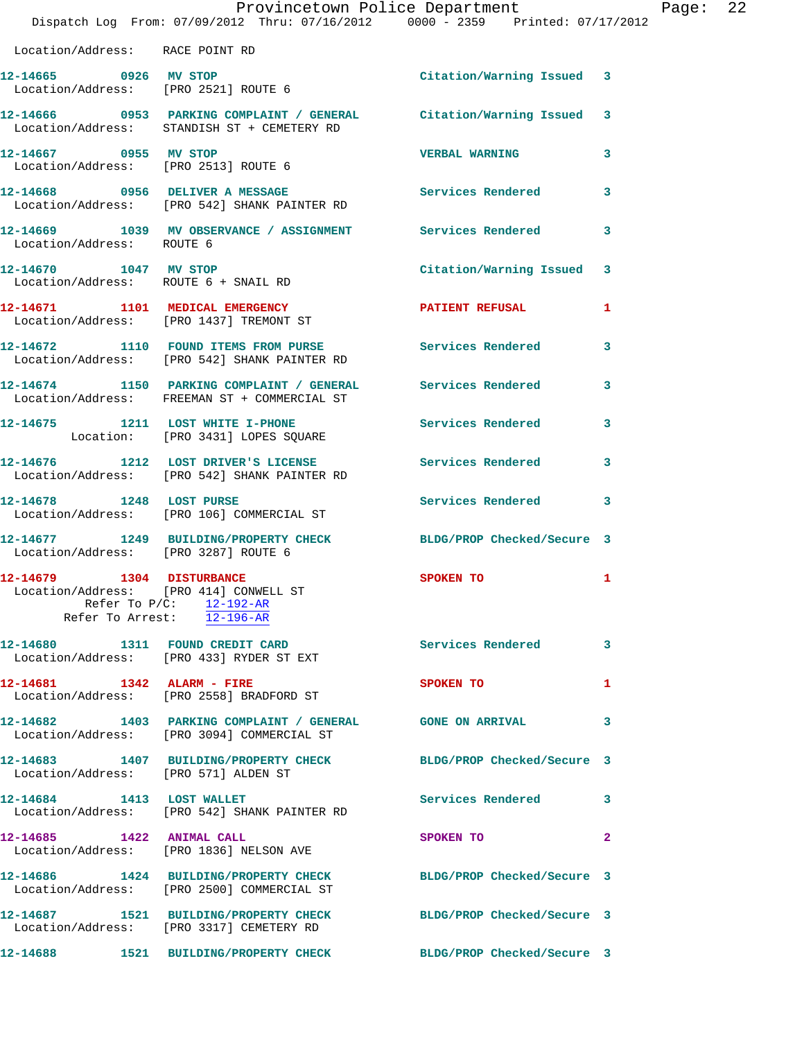Location/Address: RACE POINT RD

**12-14665** 0926 **MV STOP** Citation/Warning Issued 3
Location/Address: [PRO 2521] ROUTE 6

**12-14666** 0953 **PARKING COMPLAINT / GENERAL** Citation/Warning Issued 3
Location/Address: STANDISH ST + CEMETERY RD

**12-14667** 0955 **MV STOP** VERBAL WARNING 3
Location/Address: [PRO 2513] ROUTE 6

**12-14668** 0956 **DELIVER A MESSAGE** Services Rendered 3
Location/Address: [PRO 542] SHANK PAINTER RD

**12-14669** 1039 **MV OBSERVANCE / ASSIGNMENT** Services Rendered 3
Location/Address: ROUTE 6

**12-14670** 1047 **MV STOP** Citation/Warning Issued 3
Location/Address: ROUTE 6 + SNAIL RD

**12-14671** 1101 **MEDICAL EMERGENCY** PATIENT REFUSAL 1
Location/Address: [PRO 1437] TREMONT ST

**12-14672** 1110 **FOUND ITEMS FROM PURSE** Services Rendered 3
Location/Address: [PRO 542] SHANK PAINTER RD

**12-14674** 1150 **PARKING COMPLAINT / GENERAL** Services Rendered 3
Location/Address: FREEMAN ST + COMMERCIAL ST

**12-14675** 1211 **LOST WHITE I-PHONE** Services Rendered 3
Location: [PRO 3431] LOPES SQUARE

**12-14676** 1212 **LOST DRIVER'S LICENSE** Services Rendered 3
Location/Address: [PRO 542] SHANK PAINTER RD

**12-14678** 1248 **LOST PURSE** Services Rendered 3
Location/Address: [PRO 106] COMMERCIAL ST

**12-14677** 1249 **BUILDING/PROPERTY CHECK** BLDG/PROP Checked/Secure 3
Location/Address: [PRO 3287] ROUTE 6

**12-14679** 1304 **DISTURBANCE** SPOKEN TO 1
Location/Address: [PRO 414] CONWELL ST
Refer To P/C: 12-192-AR
Refer To Arrest: 12-196-AR

**12-14680** 1311 **FOUND CREDIT CARD** Services Rendered 3
Location/Address: [PRO 433] RYDER ST EXT

**12-14681** 1342 **ALARM - FIRE** SPOKEN TO 1
Location/Address: [PRO 2558] BRADFORD ST

**12-14682** 1403 **PARKING COMPLAINT / GENERAL** GONE ON ARRIVAL 3
Location/Address: [PRO 3094] COMMERCIAL ST

**12-14683** 1407 **BUILDING/PROPERTY CHECK** BLDG/PROP Checked/Secure 3
Location/Address: [PRO 571] ALDEN ST

**12-14684** 1413 **LOST WALLET** Services Rendered 3
Location/Address: [PRO 542] SHANK PAINTER RD

**12-14685** 1422 **ANIMAL CALL** SPOKEN TO 2
Location/Address: [PRO 1836] NELSON AVE

**12-14686** 1424 **BUILDING/PROPERTY CHECK** BLDG/PROP Checked/Secure 3
Location/Address: [PRO 2500] COMMERCIAL ST

**12-14687** 1521 **BUILDING/PROPERTY CHECK** BLDG/PROP Checked/Secure 3
Location/Address: [PRO 3317] CEMETERY RD

**12-14688** 1521 **BUILDING/PROPERTY CHECK** BLDG/PROP Checked/Secure 3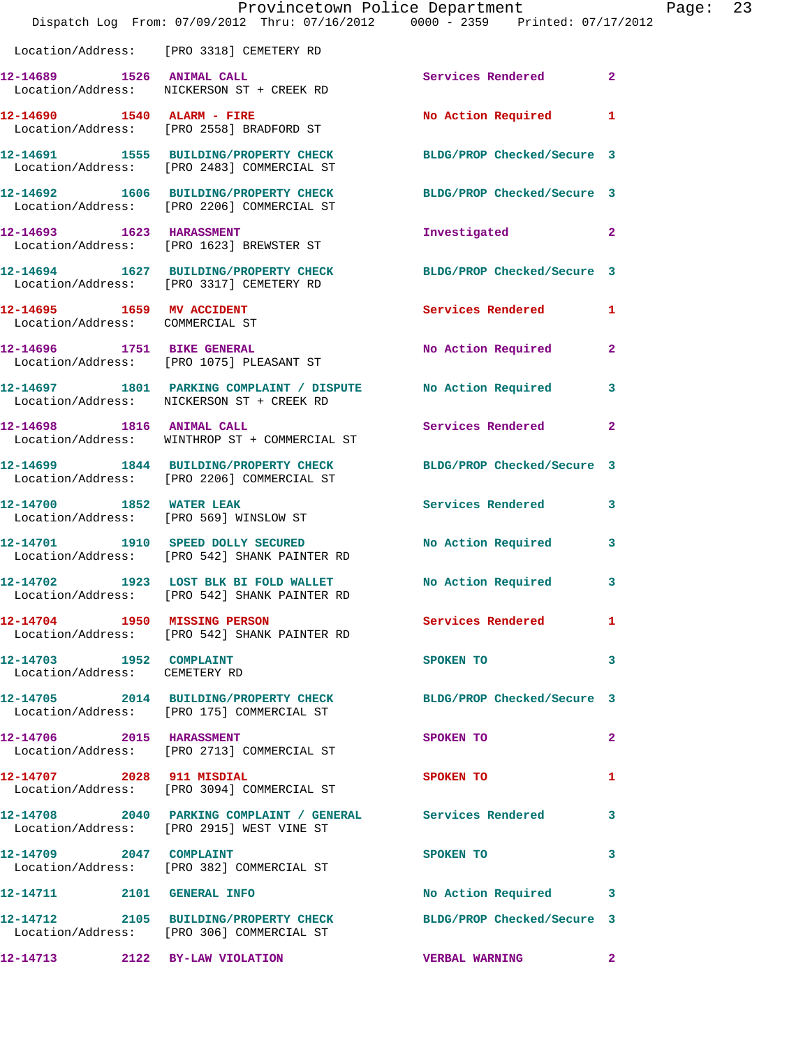Location/Address: [PRO 3318] CEMETERY RD

| | | | | |
|---|---|---|---|---|
| 12-14689 | 1526 | ANIMAL CALL | Services Rendered | 2 |
| Location/Address: | NICKERSON ST + CREEK RD | | | |
| 12-14690 | 1540 | ALARM - FIRE | No Action Required | 1 |
| Location/Address: | [PRO 2558] BRADFORD ST | | | |
| 12-14691 | 1555 | BUILDING/PROPERTY CHECK | BLDG/PROP Checked/Secure | 3 |
| Location/Address: | [PRO 2483] COMMERCIAL ST | | | |
| 12-14692 | 1606 | BUILDING/PROPERTY CHECK | BLDG/PROP Checked/Secure | 3 |
| Location/Address: | [PRO 2206] COMMERCIAL ST | | | |
| 12-14693 | 1623 | HARASSMENT | Investigated | 2 |
| Location/Address: | [PRO 1623] BREWSTER ST | | | |
| 12-14694 | 1627 | BUILDING/PROPERTY CHECK | BLDG/PROP Checked/Secure | 3 |
| Location/Address: | [PRO 3317] CEMETERY RD | | | |
| 12-14695 | 1659 | MV ACCIDENT | Services Rendered | 1 |
| Location/Address: | COMMERCIAL ST | | | |
| 12-14696 | 1751 | BIKE GENERAL | No Action Required | 2 |
| Location/Address: | [PRO 1075] PLEASANT ST | | | |
| 12-14697 | 1801 | PARKING COMPLAINT / DISPUTE | No Action Required | 3 |
| Location/Address: | NICKERSON ST + CREEK RD | | | |
| 12-14698 | 1816 | ANIMAL CALL | Services Rendered | 2 |
| Location/Address: | WINTHROP ST + COMMERCIAL ST | | | |
| 12-14699 | 1844 | BUILDING/PROPERTY CHECK | BLDG/PROP Checked/Secure | 3 |
| Location/Address: | [PRO 2206] COMMERCIAL ST | | | |
| 12-14700 | 1852 | WATER LEAK | Services Rendered | 3 |
| Location/Address: | [PRO 569] WINSLOW ST | | | |
| 12-14701 | 1910 | SPEED DOLLY SECURED | No Action Required | 3 |
| Location/Address: | [PRO 542] SHANK PAINTER RD | | | |
| 12-14702 | 1923 | LOST BLK BI FOLD WALLET | No Action Required | 3 |
| Location/Address: | [PRO 542] SHANK PAINTER RD | | | |
| 12-14704 | 1950 | MISSING PERSON | Services Rendered | 1 |
| Location/Address: | [PRO 542] SHANK PAINTER RD | | | |
| 12-14703 | 1952 | COMPLAINT | SPOKEN TO | 3 |
| Location/Address: | CEMETERY RD | | | |
| 12-14705 | 2014 | BUILDING/PROPERTY CHECK | BLDG/PROP Checked/Secure | 3 |
| Location/Address: | [PRO 175] COMMERCIAL ST | | | |
| 12-14706 | 2015 | HARASSMENT | SPOKEN TO | 2 |
| Location/Address: | [PRO 2713] COMMERCIAL ST | | | |
| 12-14707 | 2028 | 911 MISDIAL | SPOKEN TO | 1 |
| Location/Address: | [PRO 3094] COMMERCIAL ST | | | |
| 12-14708 | 2040 | PARKING COMPLAINT / GENERAL | Services Rendered | 3 |
| Location/Address: | [PRO 2915] WEST VINE ST | | | |
| 12-14709 | 2047 | COMPLAINT | SPOKEN TO | 3 |
| Location/Address: | [PRO 382] COMMERCIAL ST | | | |
| 12-14711 | 2101 | GENERAL INFO | No Action Required | 3 |
| 12-14712 | 2105 | BUILDING/PROPERTY CHECK | BLDG/PROP Checked/Secure | 3 |
| Location/Address: | [PRO 306] COMMERCIAL ST | | | |
| 12-14713 | 2122 | BY-LAW VIOLATION | VERBAL WARNING | 2 |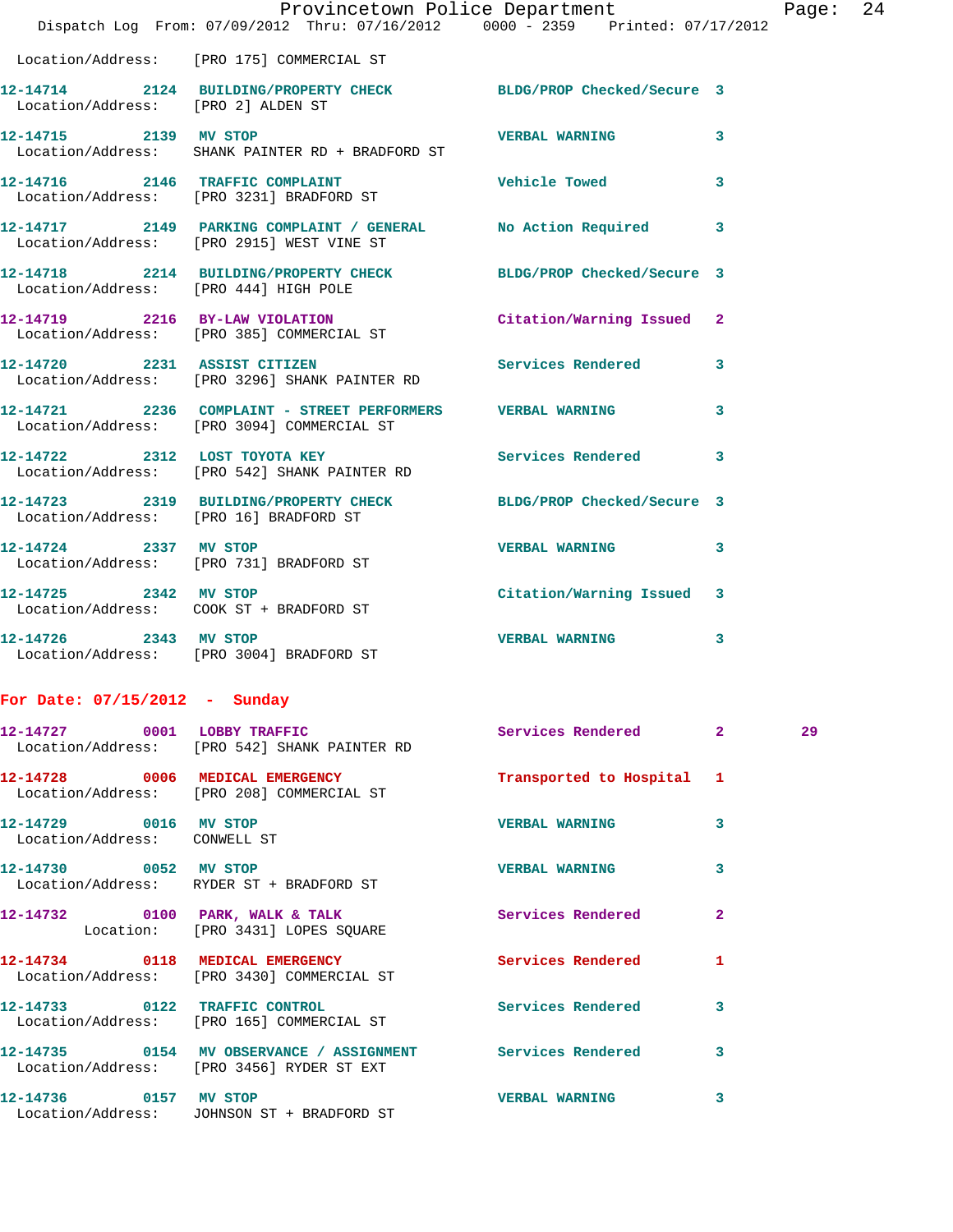Location/Address: [PRO 175] COMMERCIAL ST

| Call Number | Time | Call Reason | Action | Priority | |
|---|---|---|---|---|---|
| 12-14714 | 2124 | BUILDING/PROPERTY CHECK | BLDG/PROP Checked/Secure | 3 | |
| Location/Address: [PRO 2] ALDEN ST | | | | | |
| 12-14715 | 2139 | MV STOP | VERBAL WARNING | 3 | |
| Location/Address: SHANK PAINTER RD + BRADFORD ST | | | | | |
| 12-14716 | 2146 | TRAFFIC COMPLAINT | Vehicle Towed | 3 | |
| Location/Address: [PRO 3231] BRADFORD ST | | | | | |
| 12-14717 | 2149 | PARKING COMPLAINT / GENERAL | No Action Required | 3 | |
| Location/Address: [PRO 2915] WEST VINE ST | | | | | |
| 12-14718 | 2214 | BUILDING/PROPERTY CHECK | BLDG/PROP Checked/Secure | 3 | |
| Location/Address: [PRO 444] HIGH POLE | | | | | |
| 12-14719 | 2216 | BY-LAW VIOLATION | Citation/Warning Issued | 2 | |
| Location/Address: [PRO 385] COMMERCIAL ST | | | | | |
| 12-14720 | 2231 | ASSIST CITIZEN | Services Rendered | 3 | |
| Location/Address: [PRO 3296] SHANK PAINTER RD | | | | | |
| 12-14721 | 2236 | COMPLAINT - STREET PERFORMERS | VERBAL WARNING | 3 | |
| Location/Address: [PRO 3094] COMMERCIAL ST | | | | | |
| 12-14722 | 2312 | LOST TOYOTA KEY | Services Rendered | 3 | |
| Location/Address: [PRO 542] SHANK PAINTER RD | | | | | |
| 12-14723 | 2319 | BUILDING/PROPERTY CHECK | BLDG/PROP Checked/Secure | 3 | |
| Location/Address: [PRO 16] BRADFORD ST | | | | | |
| 12-14724 | 2337 | MV STOP | VERBAL WARNING | 3 | |
| Location/Address: [PRO 731] BRADFORD ST | | | | | |
| 12-14725 | 2342 | MV STOP | Citation/Warning Issued | 3 | |
| Location/Address: COOK ST + BRADFORD ST | | | | | |
| 12-14726 | 2343 | MV STOP | VERBAL WARNING | 3 | |
| Location/Address: [PRO 3004] BRADFORD ST | | | | | |

## For Date: 07/15/2012 - Sunday

| Call Number | Time | Call Reason | Action | Priority | |
|---|---|---|---|---|---|
| 12-14727 | 0001 | LOBBY TRAFFIC | Services Rendered | 2 | 29 |
| Location/Address: [PRO 542] SHANK PAINTER RD | | | | | |
| 12-14728 | 0006 | MEDICAL EMERGENCY | Transported to Hospital | 1 | |
| Location/Address: [PRO 208] COMMERCIAL ST | | | | | |
| 12-14729 | 0016 | MV STOP | VERBAL WARNING | 3 | |
| Location/Address: CONWELL ST | | | | | |
| 12-14730 | 0052 | MV STOP | VERBAL WARNING | 3 | |
| Location/Address: RYDER ST + BRADFORD ST | | | | | |
| 12-14732 | 0100 | PARK, WALK & TALK | Services Rendered | 2 | |
| Location: [PRO 3431] LOPES SQUARE | | | | | |
| 12-14734 | 0118 | MEDICAL EMERGENCY | Services Rendered | 1 | |
| Location/Address: [PRO 3430] COMMERCIAL ST | | | | | |
| 12-14733 | 0122 | TRAFFIC CONTROL | Services Rendered | 3 | |
| Location/Address: [PRO 165] COMMERCIAL ST | | | | | |
| 12-14735 | 0154 | MV OBSERVANCE / ASSIGNMENT | Services Rendered | 3 | |
| Location/Address: [PRO 3456] RYDER ST EXT | | | | | |
| 12-14736 | 0157 | MV STOP | VERBAL WARNING | 3 | |
| Location/Address: JOHNSON ST + BRADFORD ST | | | | | |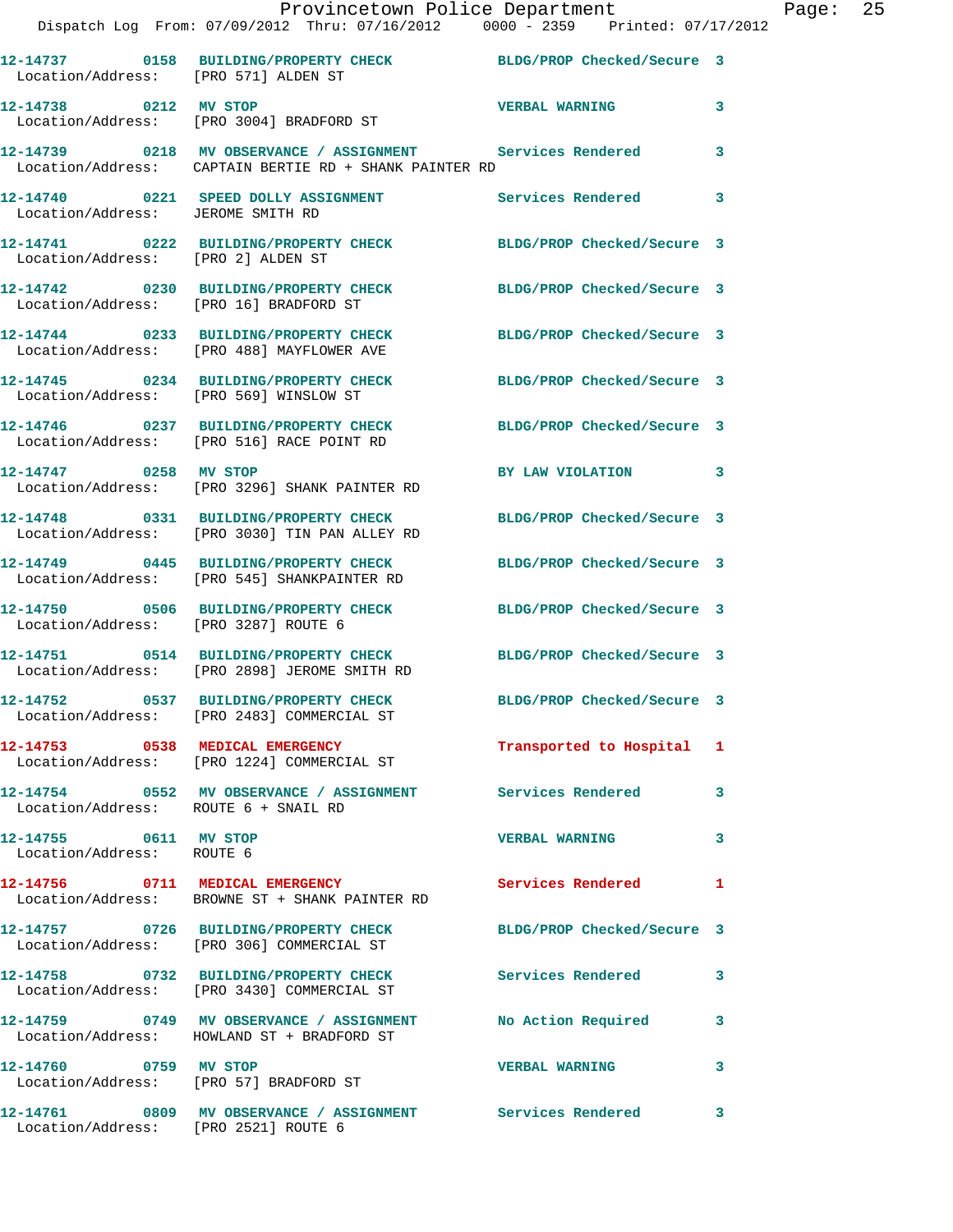12-14737 0158 BUILDING/PROPERTY CHECK BLDG/PROP Checked/Secure 3
Location/Address: [PRO 571] ALDEN ST

12-14738 0212 MV STOP VERBAL WARNING 3
Location/Address: [PRO 3004] BRADFORD ST

12-14739 0218 MV OBSERVANCE / ASSIGNMENT Services Rendered 3
Location/Address: CAPTAIN BERTIE RD + SHANK PAINTER RD

12-14740 0221 SPEED DOLLY ASSIGNMENT Services Rendered 3
Location/Address: JEROME SMITH RD

12-14741 0222 BUILDING/PROPERTY CHECK BLDG/PROP Checked/Secure 3
Location/Address: [PRO 2] ALDEN ST

12-14742 0230 BUILDING/PROPERTY CHECK BLDG/PROP Checked/Secure 3
Location/Address: [PRO 16] BRADFORD ST

12-14744 0233 BUILDING/PROPERTY CHECK BLDG/PROP Checked/Secure 3
Location/Address: [PRO 488] MAYFLOWER AVE

12-14745 0234 BUILDING/PROPERTY CHECK BLDG/PROP Checked/Secure 3
Location/Address: [PRO 569] WINSLOW ST

12-14746 0237 BUILDING/PROPERTY CHECK BLDG/PROP Checked/Secure 3
Location/Address: [PRO 516] RACE POINT RD

12-14747 0258 MV STOP BY LAW VIOLATION 3
Location/Address: [PRO 3296] SHANK PAINTER RD

12-14748 0331 BUILDING/PROPERTY CHECK BLDG/PROP Checked/Secure 3
Location/Address: [PRO 3030] TIN PAN ALLEY RD

12-14749 0445 BUILDING/PROPERTY CHECK BLDG/PROP Checked/Secure 3
Location/Address: [PRO 545] SHANKPAINTER RD

12-14750 0506 BUILDING/PROPERTY CHECK BLDG/PROP Checked/Secure 3
Location/Address: [PRO 3287] ROUTE 6

12-14751 0514 BUILDING/PROPERTY CHECK BLDG/PROP Checked/Secure 3
Location/Address: [PRO 2898] JEROME SMITH RD

12-14752 0537 BUILDING/PROPERTY CHECK BLDG/PROP Checked/Secure 3
Location/Address: [PRO 2483] COMMERCIAL ST

12-14753 0538 MEDICAL EMERGENCY Transported to Hospital 1
Location/Address: [PRO 1224] COMMERCIAL ST

12-14754 0552 MV OBSERVANCE / ASSIGNMENT Services Rendered 3
Location/Address: ROUTE 6 + SNAIL RD

12-14755 0611 MV STOP VERBAL WARNING 3
Location/Address: ROUTE 6

12-14756 0711 MEDICAL EMERGENCY Services Rendered 1
Location/Address: BROWNE ST + SHANK PAINTER RD

12-14757 0726 BUILDING/PROPERTY CHECK BLDG/PROP Checked/Secure 3
Location/Address: [PRO 306] COMMERCIAL ST

12-14758 0732 BUILDING/PROPERTY CHECK Services Rendered 3
Location/Address: [PRO 3430] COMMERCIAL ST

12-14759 0749 MV OBSERVANCE / ASSIGNMENT No Action Required 3
Location/Address: HOWLAND ST + BRADFORD ST

12-14760 0759 MV STOP VERBAL WARNING 3
Location/Address: [PRO 57] BRADFORD ST

12-14761 0809 MV OBSERVANCE / ASSIGNMENT Services Rendered 3
Location/Address: [PRO 2521] ROUTE 6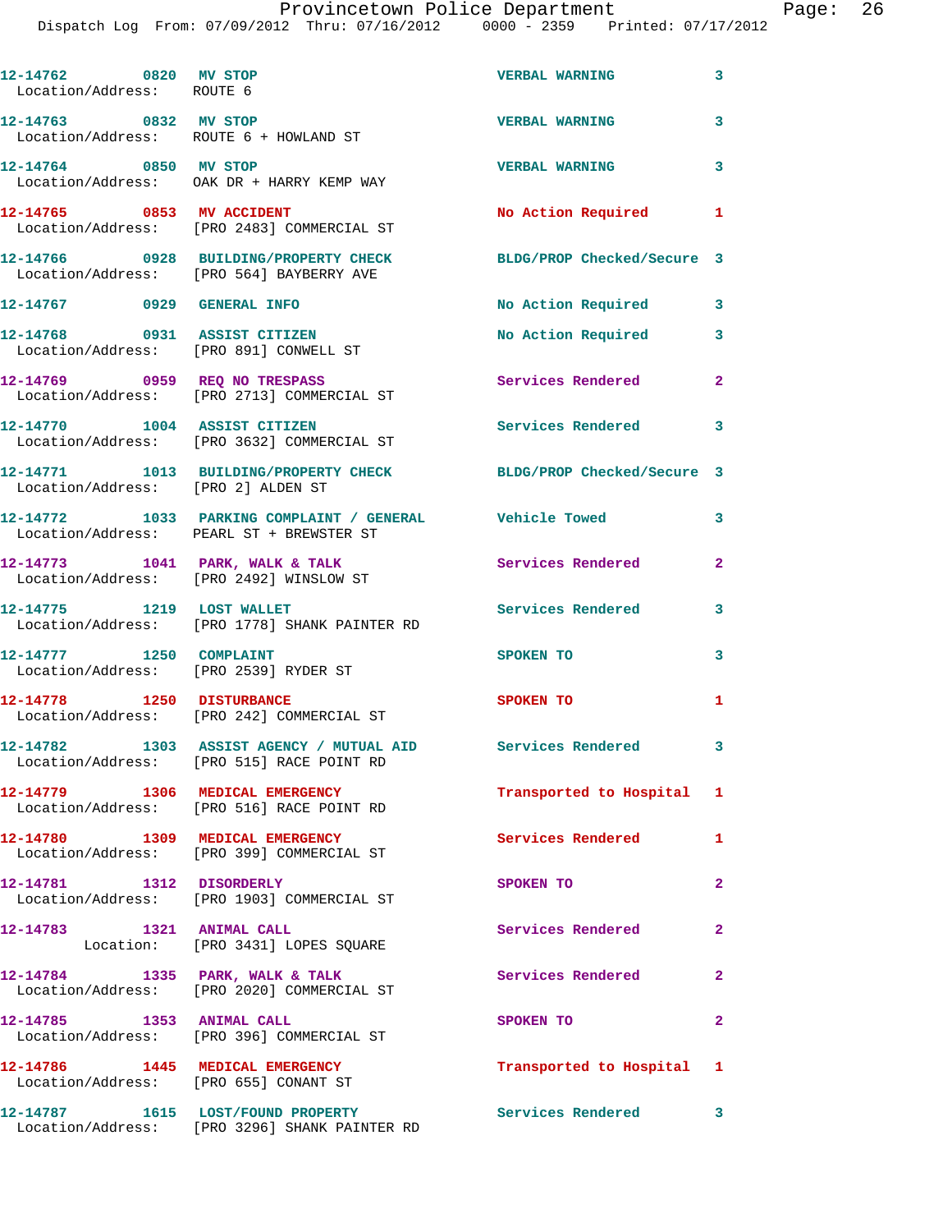12-14762 0820 MV STOP VERBAL WARNING 3
Location/Address: ROUTE 6

12-14763 0832 MV STOP VERBAL WARNING 3
Location/Address: ROUTE 6 + HOWLAND ST

12-14764 0850 MV STOP VERBAL WARNING 3
Location/Address: OAK DR + HARRY KEMP WAY

12-14765 0853 MV ACCIDENT No Action Required 1
Location/Address: [PRO 2483] COMMERCIAL ST

12-14766 0928 BUILDING/PROPERTY CHECK BLDG/PROP Checked/Secure 3
Location/Address: [PRO 564] BAYBERRY AVE

12-14767 0929 GENERAL INFO No Action Required 3

12-14768 0931 ASSIST CITIZEN No Action Required 3
Location/Address: [PRO 891] CONWELL ST

12-14769 0959 REQ NO TRESPASS Services Rendered 2
Location/Address: [PRO 2713] COMMERCIAL ST

12-14770 1004 ASSIST CITIZEN Services Rendered 3
Location/Address: [PRO 3632] COMMERCIAL ST

12-14771 1013 BUILDING/PROPERTY CHECK BLDG/PROP Checked/Secure 3
Location/Address: [PRO 2] ALDEN ST

12-14772 1033 PARKING COMPLAINT / GENERAL Vehicle Towed 3
Location/Address: PEARL ST + BREWSTER ST

12-14773 1041 PARK, WALK & TALK Services Rendered 2
Location/Address: [PRO 2492] WINSLOW ST

12-14775 1219 LOST WALLET Services Rendered 3
Location/Address: [PRO 1778] SHANK PAINTER RD

12-14777 1250 COMPLAINT SPOKEN TO 3
Location/Address: [PRO 2539] RYDER ST

12-14778 1250 DISTURBANCE SPOKEN TO 1
Location/Address: [PRO 242] COMMERCIAL ST

12-14782 1303 ASSIST AGENCY / MUTUAL AID Services Rendered 3
Location/Address: [PRO 515] RACE POINT RD

12-14779 1306 MEDICAL EMERGENCY Transported to Hospital 1
Location/Address: [PRO 516] RACE POINT RD

12-14780 1309 MEDICAL EMERGENCY Services Rendered 1
Location/Address: [PRO 399] COMMERCIAL ST

12-14781 1312 DISORDERLY SPOKEN TO 2
Location/Address: [PRO 1903] COMMERCIAL ST

12-14783 1321 ANIMAL CALL Services Rendered 2
Location: [PRO 3431] LOPES SQUARE

12-14784 1335 PARK, WALK & TALK Services Rendered 2
Location/Address: [PRO 2020] COMMERCIAL ST

12-14785 1353 ANIMAL CALL SPOKEN TO 2
Location/Address: [PRO 396] COMMERCIAL ST

12-14786 1445 MEDICAL EMERGENCY Transported to Hospital 1
Location/Address: [PRO 655] CONANT ST

12-14787 1615 LOST/FOUND PROPERTY Services Rendered 3
Location/Address: [PRO 3296] SHANK PAINTER RD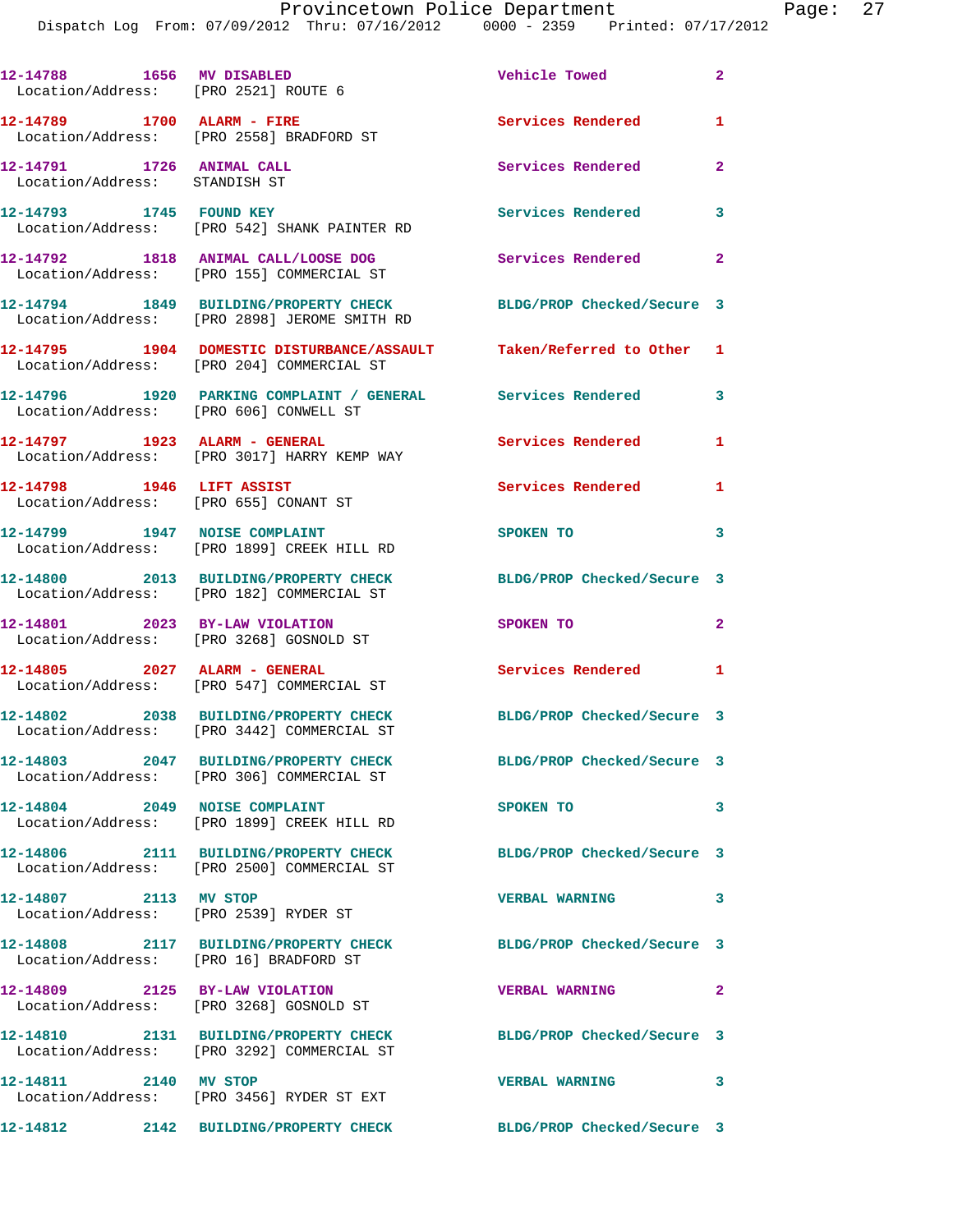12-14788 1656 MV DISABLED Vehicle Towed 2
Location/Address: [PRO 2521] ROUTE 6

12-14789 1700 ALARM - FIRE Services Rendered 1
Location/Address: [PRO 2558] BRADFORD ST

12-14791 1726 ANIMAL CALL Services Rendered 2
Location/Address: STANDISH ST

12-14793 1745 FOUND KEY Services Rendered 3
Location/Address: [PRO 542] SHANK PAINTER RD

12-14792 1818 ANIMAL CALL/LOOSE DOG Services Rendered 2
Location/Address: [PRO 155] COMMERCIAL ST

12-14794 1849 BUILDING/PROPERTY CHECK BLDG/PROP Checked/Secure 3
Location/Address: [PRO 2898] JEROME SMITH RD

12-14795 1904 DOMESTIC DISTURBANCE/ASSAULT Taken/Referred to Other 1
Location/Address: [PRO 204] COMMERCIAL ST

12-14796 1920 PARKING COMPLAINT / GENERAL Services Rendered 3
Location/Address: [PRO 606] CONWELL ST

12-14797 1923 ALARM - GENERAL Services Rendered 1
Location/Address: [PRO 3017] HARRY KEMP WAY

12-14798 1946 LIFT ASSIST Services Rendered 1
Location/Address: [PRO 655] CONANT ST

12-14799 1947 NOISE COMPLAINT SPOKEN TO 3
Location/Address: [PRO 1899] CREEK HILL RD

12-14800 2013 BUILDING/PROPERTY CHECK BLDG/PROP Checked/Secure 3
Location/Address: [PRO 182] COMMERCIAL ST

12-14801 2023 BY-LAW VIOLATION SPOKEN TO 2
Location/Address: [PRO 3268] GOSNOLD ST

12-14805 2027 ALARM - GENERAL Services Rendered 1
Location/Address: [PRO 547] COMMERCIAL ST

12-14802 2038 BUILDING/PROPERTY CHECK BLDG/PROP Checked/Secure 3
Location/Address: [PRO 3442] COMMERCIAL ST

12-14803 2047 BUILDING/PROPERTY CHECK BLDG/PROP Checked/Secure 3
Location/Address: [PRO 306] COMMERCIAL ST

12-14804 2049 NOISE COMPLAINT SPOKEN TO 3
Location/Address: [PRO 1899] CREEK HILL RD

12-14806 2111 BUILDING/PROPERTY CHECK BLDG/PROP Checked/Secure 3
Location/Address: [PRO 2500] COMMERCIAL ST

12-14807 2113 MV STOP VERBAL WARNING 3
Location/Address: [PRO 2539] RYDER ST

12-14808 2117 BUILDING/PROPERTY CHECK BLDG/PROP Checked/Secure 3
Location/Address: [PRO 16] BRADFORD ST

12-14809 2125 BY-LAW VIOLATION VERBAL WARNING 2
Location/Address: [PRO 3268] GOSNOLD ST

12-14810 2131 BUILDING/PROPERTY CHECK BLDG/PROP Checked/Secure 3
Location/Address: [PRO 3292] COMMERCIAL ST

12-14811 2140 MV STOP VERBAL WARNING 3
Location/Address: [PRO 3456] RYDER ST EXT

12-14812 2142 BUILDING/PROPERTY CHECK BLDG/PROP Checked/Secure 3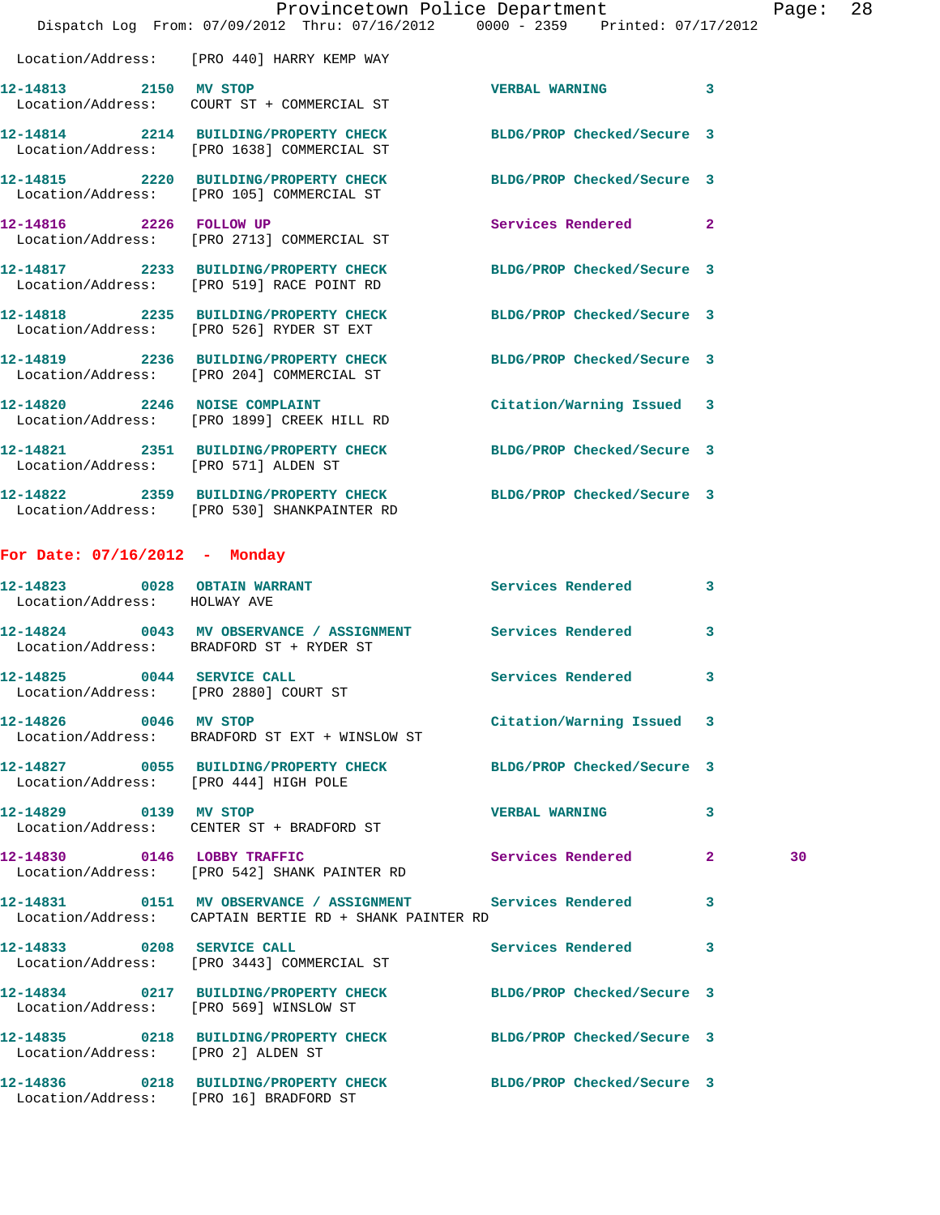Location/Address: [PRO 440] HARRY KEMP WAY

| Call Number | Time | Call Reason | Action | Priority | |
|---|---|---|---|---|---|
| 12-14813 | 2150 | MV STOP | VERBAL WARNING | 3 | |
| | | Location/Address: COURT ST + COMMERCIAL ST | | | |
| 12-14814 | 2214 | BUILDING/PROPERTY CHECK | BLDG/PROP Checked/Secure | 3 | |
| | | Location/Address: [PRO 1638] COMMERCIAL ST | | | |
| 12-14815 | 2220 | BUILDING/PROPERTY CHECK | BLDG/PROP Checked/Secure | 3 | |
| | | Location/Address: [PRO 105] COMMERCIAL ST | | | |
| 12-14816 | 2226 | FOLLOW UP | Services Rendered | 2 | |
| | | Location/Address: [PRO 2713] COMMERCIAL ST | | | |
| 12-14817 | 2233 | BUILDING/PROPERTY CHECK | BLDG/PROP Checked/Secure | 3 | |
| | | Location/Address: [PRO 519] RACE POINT RD | | | |
| 12-14818 | 2235 | BUILDING/PROPERTY CHECK | BLDG/PROP Checked/Secure | 3 | |
| | | Location/Address: [PRO 526] RYDER ST EXT | | | |
| 12-14819 | 2236 | BUILDING/PROPERTY CHECK | BLDG/PROP Checked/Secure | 3 | |
| | | Location/Address: [PRO 204] COMMERCIAL ST | | | |
| 12-14820 | 2246 | NOISE COMPLAINT | Citation/Warning Issued | 3 | |
| | | Location/Address: [PRO 1899] CREEK HILL RD | | | |
| 12-14821 | 2351 | BUILDING/PROPERTY CHECK | BLDG/PROP Checked/Secure | 3 | |
| | | Location/Address: [PRO 571] ALDEN ST | | | |
| 12-14822 | 2359 | BUILDING/PROPERTY CHECK | BLDG/PROP Checked/Secure | 3 | |
| | | Location/Address: [PRO 530] SHANKPAINTER RD | | | |

## For Date: 07/16/2012 - Monday

| Call Number | Time | Call Reason | Action | Priority | |
|---|---|---|---|---|---|
| 12-14823 | 0028 | OBTAIN WARRANT | Services Rendered | 3 | |
| | | Location/Address: HOLWAY AVE | | | |
| 12-14824 | 0043 | MV OBSERVANCE / ASSIGNMENT | Services Rendered | 3 | |
| | | Location/Address: BRADFORD ST + RYDER ST | | | |
| 12-14825 | 0044 | SERVICE CALL | Services Rendered | 3 | |
| | | Location/Address: [PRO 2880] COURT ST | | | |
| 12-14826 | 0046 | MV STOP | Citation/Warning Issued | 3 | |
| | | Location/Address: BRADFORD ST EXT + WINSLOW ST | | | |
| 12-14827 | 0055 | BUILDING/PROPERTY CHECK | BLDG/PROP Checked/Secure | 3 | |
| | | Location/Address: [PRO 444] HIGH POLE | | | |
| 12-14829 | 0139 | MV STOP | VERBAL WARNING | 3 | |
| | | Location/Address: CENTER ST + BRADFORD ST | | | |
| 12-14830 | 0146 | LOBBY TRAFFIC | Services Rendered | 2 | 30 |
| | | Location/Address: [PRO 542] SHANK PAINTER RD | | | |
| 12-14831 | 0151 | MV OBSERVANCE / ASSIGNMENT | Services Rendered | 3 | |
| | | Location/Address: CAPTAIN BERTIE RD + SHANK PAINTER RD | | | |
| 12-14833 | 0208 | SERVICE CALL | Services Rendered | 3 | |
| | | Location/Address: [PRO 3443] COMMERCIAL ST | | | |
| 12-14834 | 0217 | BUILDING/PROPERTY CHECK | BLDG/PROP Checked/Secure | 3 | |
| | | Location/Address: [PRO 569] WINSLOW ST | | | |
| 12-14835 | 0218 | BUILDING/PROPERTY CHECK | BLDG/PROP Checked/Secure | 3 | |
| | | Location/Address: [PRO 2] ALDEN ST | | | |
| 12-14836 | 0218 | BUILDING/PROPERTY CHECK | BLDG/PROP Checked/Secure | 3 | |
| | | Location/Address: [PRO 16] BRADFORD ST | | | |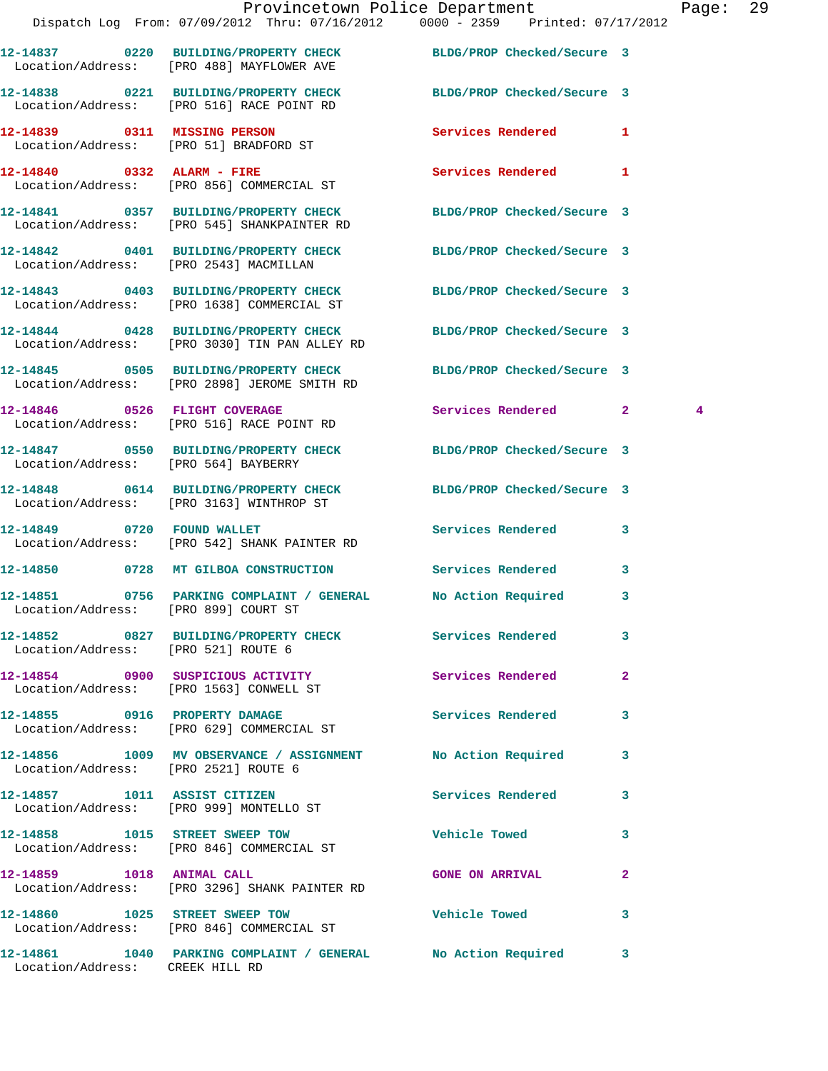12-14837 0220 BUILDING/PROPERTY CHECK BLDG/PROP Checked/Secure 3
Location/Address: [PRO 488] MAYFLOWER AVE

12-14838 0221 BUILDING/PROPERTY CHECK BLDG/PROP Checked/Secure 3
Location/Address: [PRO 516] RACE POINT RD

12-14839 0311 MISSING PERSON Services Rendered 1
Location/Address: [PRO 51] BRADFORD ST

12-14840 0332 ALARM - FIRE Services Rendered 1
Location/Address: [PRO 856] COMMERCIAL ST

12-14841 0357 BUILDING/PROPERTY CHECK BLDG/PROP Checked/Secure 3
Location/Address: [PRO 545] SHANKPAINTER RD

12-14842 0401 BUILDING/PROPERTY CHECK BLDG/PROP Checked/Secure 3
Location/Address: [PRO 2543] MACMILLAN

12-14843 0403 BUILDING/PROPERTY CHECK BLDG/PROP Checked/Secure 3
Location/Address: [PRO 1638] COMMERCIAL ST

12-14844 0428 BUILDING/PROPERTY CHECK BLDG/PROP Checked/Secure 3
Location/Address: [PRO 3030] TIN PAN ALLEY RD

12-14845 0505 BUILDING/PROPERTY CHECK BLDG/PROP Checked/Secure 3
Location/Address: [PRO 2898] JEROME SMITH RD

12-14846 0526 FLIGHT COVERAGE Services Rendered 2 4
Location/Address: [PRO 516] RACE POINT RD

12-14847 0550 BUILDING/PROPERTY CHECK BLDG/PROP Checked/Secure 3
Location/Address: [PRO 564] BAYBERRY

12-14848 0614 BUILDING/PROPERTY CHECK BLDG/PROP Checked/Secure 3
Location/Address: [PRO 3163] WINTHROP ST

12-14849 0720 FOUND WALLET Services Rendered 3
Location/Address: [PRO 542] SHANK PAINTER RD

12-14850 0728 MT GILBOA CONSTRUCTION Services Rendered 3

12-14851 0756 PARKING COMPLAINT / GENERAL No Action Required 3
Location/Address: [PRO 899] COURT ST

12-14852 0827 BUILDING/PROPERTY CHECK Services Rendered 3
Location/Address: [PRO 521] ROUTE 6

12-14854 0900 SUSPICIOUS ACTIVITY Services Rendered 2
Location/Address: [PRO 1563] CONWELL ST

12-14855 0916 PROPERTY DAMAGE Services Rendered 3
Location/Address: [PRO 629] COMMERCIAL ST

12-14856 1009 MV OBSERVANCE / ASSIGNMENT No Action Required 3
Location/Address: [PRO 2521] ROUTE 6

12-14857 1011 ASSIST CITIZEN Services Rendered 3
Location/Address: [PRO 999] MONTELLO ST

12-14858 1015 STREET SWEEP TOW Vehicle Towed 3
Location/Address: [PRO 846] COMMERCIAL ST

12-14859 1018 ANIMAL CALL GONE ON ARRIVAL 2
Location/Address: [PRO 3296] SHANK PAINTER RD

12-14860 1025 STREET SWEEP TOW Vehicle Towed 3
Location/Address: [PRO 846] COMMERCIAL ST

12-14861 1040 PARKING COMPLAINT / GENERAL No Action Required 3
Location/Address: CREEK HILL RD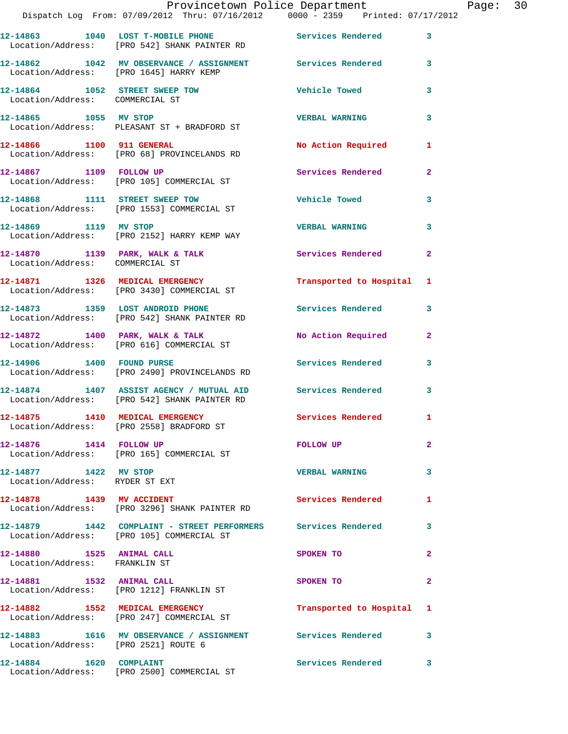12-14863 1040 LOST T-MOBILE PHONE Services Rendered 3
Location/Address: [PRO 542] SHANK PAINTER RD

12-14862 1042 MV OBSERVANCE / ASSIGNMENT Services Rendered 3
Location/Address: [PRO 1645] HARRY KEMP

12-14864 1052 STREET SWEEP TOW Vehicle Towed 3
Location/Address: COMMERCIAL ST

12-14865 1055 MV STOP VERBAL WARNING 3
Location/Address: PLEASANT ST + BRADFORD ST

12-14866 1100 911 GENERAL No Action Required 1
Location/Address: [PRO 68] PROVINCELANDS RD

12-14867 1109 FOLLOW UP Services Rendered 2
Location/Address: [PRO 105] COMMERCIAL ST

12-14868 1111 STREET SWEEP TOW Vehicle Towed 3
Location/Address: [PRO 1553] COMMERCIAL ST

12-14869 1119 MV STOP VERBAL WARNING 3
Location/Address: [PRO 2152] HARRY KEMP WAY

12-14870 1139 PARK, WALK & TALK Services Rendered 2
Location/Address: COMMERCIAL ST

12-14871 1326 MEDICAL EMERGENCY Transported to Hospital 1
Location/Address: [PRO 3430] COMMERCIAL ST

12-14873 1359 LOST ANDROID PHONE Services Rendered 3
Location/Address: [PRO 542] SHANK PAINTER RD

12-14872 1400 PARK, WALK & TALK No Action Required 2
Location/Address: [PRO 616] COMMERCIAL ST

12-14906 1400 FOUND PURSE Services Rendered 3
Location/Address: [PRO 2490] PROVINCELANDS RD

12-14874 1407 ASSIST AGENCY / MUTUAL AID Services Rendered 3
Location/Address: [PRO 542] SHANK PAINTER RD

12-14875 1410 MEDICAL EMERGENCY Services Rendered 1
Location/Address: [PRO 2558] BRADFORD ST

12-14876 1414 FOLLOW UP FOLLOW UP 2
Location/Address: [PRO 165] COMMERCIAL ST

12-14877 1422 MV STOP VERBAL WARNING 3
Location/Address: RYDER ST EXT

12-14878 1439 MV ACCIDENT Services Rendered 1
Location/Address: [PRO 3296] SHANK PAINTER RD

12-14879 1442 COMPLAINT - STREET PERFORMERS Services Rendered 3
Location/Address: [PRO 105] COMMERCIAL ST

12-14880 1525 ANIMAL CALL SPOKEN TO 2
Location/Address: FRANKLIN ST

12-14881 1532 ANIMAL CALL SPOKEN TO 2
Location/Address: [PRO 1212] FRANKLIN ST

12-14882 1552 MEDICAL EMERGENCY Transported to Hospital 1
Location/Address: [PRO 247] COMMERCIAL ST

12-14883 1616 MV OBSERVANCE / ASSIGNMENT Services Rendered 3
Location/Address: [PRO 2521] ROUTE 6

12-14884 1620 COMPLAINT Services Rendered 3
Location/Address: [PRO 2500] COMMERCIAL ST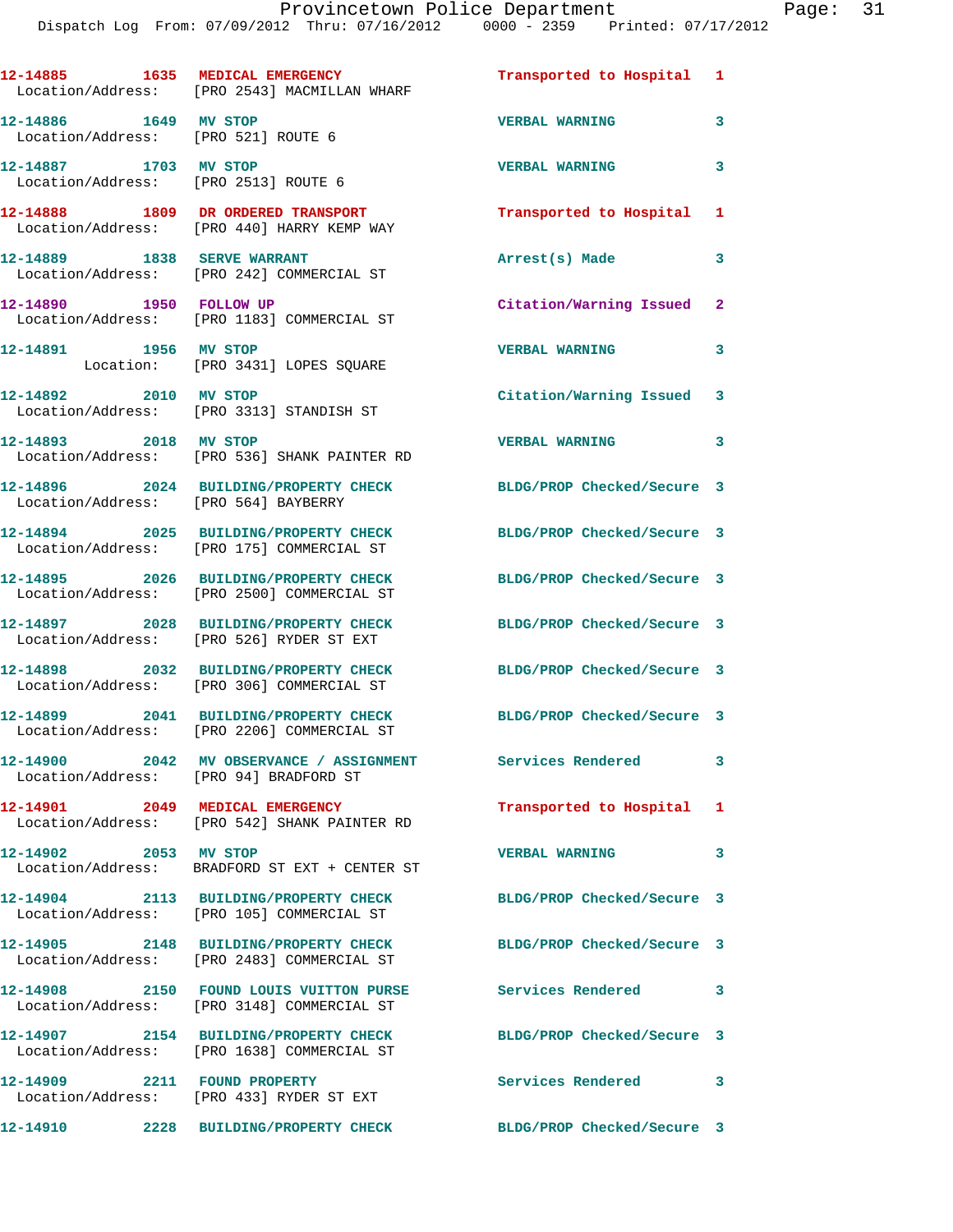12-14885 1635 MEDICAL EMERGENCY Transported to Hospital 1
Location/Address: [PRO 2543] MACMILLAN WHARF

12-14886 1649 MV STOP VERBAL WARNING 3
Location/Address: [PRO 521] ROUTE 6

12-14887 1703 MV STOP VERBAL WARNING 3
Location/Address: [PRO 2513] ROUTE 6

12-14888 1809 DR ORDERED TRANSPORT Transported to Hospital 1
Location/Address: [PRO 440] HARRY KEMP WAY

12-14889 1838 SERVE WARRANT Arrest(s) Made 3
Location/Address: [PRO 242] COMMERCIAL ST

12-14890 1950 FOLLOW UP Citation/Warning Issued 2
Location/Address: [PRO 1183] COMMERCIAL ST

12-14891 1956 MV STOP VERBAL WARNING 3
Location: [PRO 3431] LOPES SQUARE

12-14892 2010 MV STOP Citation/Warning Issued 3
Location/Address: [PRO 3313] STANDISH ST

12-14893 2018 MV STOP VERBAL WARNING 3
Location/Address: [PRO 536] SHANK PAINTER RD

12-14896 2024 BUILDING/PROPERTY CHECK BLDG/PROP Checked/Secure 3
Location/Address: [PRO 564] BAYBERRY

12-14894 2025 BUILDING/PROPERTY CHECK BLDG/PROP Checked/Secure 3
Location/Address: [PRO 175] COMMERCIAL ST

12-14895 2026 BUILDING/PROPERTY CHECK BLDG/PROP Checked/Secure 3
Location/Address: [PRO 2500] COMMERCIAL ST

12-14897 2028 BUILDING/PROPERTY CHECK BLDG/PROP Checked/Secure 3
Location/Address: [PRO 526] RYDER ST EXT

12-14898 2032 BUILDING/PROPERTY CHECK BLDG/PROP Checked/Secure 3
Location/Address: [PRO 306] COMMERCIAL ST

12-14899 2041 BUILDING/PROPERTY CHECK BLDG/PROP Checked/Secure 3
Location/Address: [PRO 2206] COMMERCIAL ST

12-14900 2042 MV OBSERVATION / ASSIGNMENT Services Rendered 3
Location/Address: [PRO 94] BRADFORD ST

12-14901 2049 MEDICAL EMERGENCY Transported to Hospital 1
Location/Address: [PRO 542] SHANK PAINTER RD

12-14902 2053 MV STOP VERBAL WARNING 3
Location/Address: BRADFORD ST EXT + CENTER ST

12-14904 2113 BUILDING/PROPERTY CHECK BLDG/PROP Checked/Secure 3
Location/Address: [PRO 105] COMMERCIAL ST

12-14905 2148 BUILDING/PROPERTY CHECK BLDG/PROP Checked/Secure 3
Location/Address: [PRO 2483] COMMERCIAL ST

12-14908 2150 FOUND LOUIS VUITTON PURSE Services Rendered 3
Location/Address: [PRO 3148] COMMERCIAL ST

12-14907 2154 BUILDING/PROPERTY CHECK BLDG/PROP Checked/Secure 3
Location/Address: [PRO 1638] COMMERCIAL ST

12-14909 2211 FOUND PROPERTY Services Rendered 3
Location/Address: [PRO 433] RYDER ST EXT

12-14910 2228 BUILDING/PROPERTY CHECK BLDG/PROP Checked/Secure 3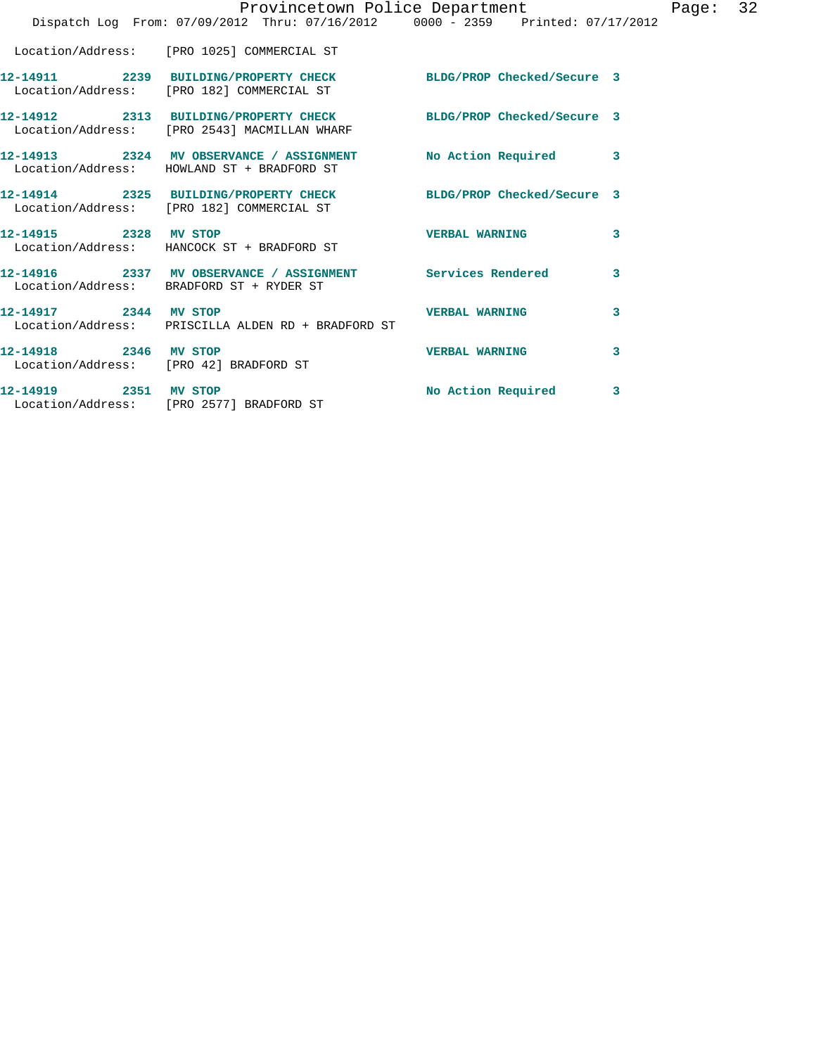Location/Address: [PRO 1025] COMMERCIAL ST

**12-14911 2239 BUILDING/PROPERTY CHECK** BLDG/PROP Checked/Secure 3
Location/Address: [PRO 182] COMMERCIAL ST

**12-14912 2313 BUILDING/PROPERTY CHECK** BLDG/PROP Checked/Secure 3
Location/Address: [PRO 2543] MACMILLAN WHARF

**12-14913 2324 MV OBSERVANCE / ASSIGNMENT** No Action Required 3
Location/Address: HOWLAND ST + BRADFORD ST

**12-14914 2325 BUILDING/PROPERTY CHECK** BLDG/PROP Checked/Secure 3
Location/Address: [PRO 182] COMMERCIAL ST

**12-14915 2328 MV STOP** VERBAL WARNING 3
Location/Address: HANCOCK ST + BRADFORD ST

**12-14916 2337 MV OBSERVANCE / ASSIGNMENT** Services Rendered 3
Location/Address: BRADFORD ST + RYDER ST

**12-14917 2344 MV STOP** VERBAL WARNING 3
Location/Address: PRISCILLA ALDEN RD + BRADFORD ST

**12-14918 2346 MV STOP** VERBAL WARNING 3
Location/Address: [PRO 42] BRADFORD ST

**12-14919 2351 MV STOP** No Action Required 3
Location/Address: [PRO 2577] BRADFORD ST